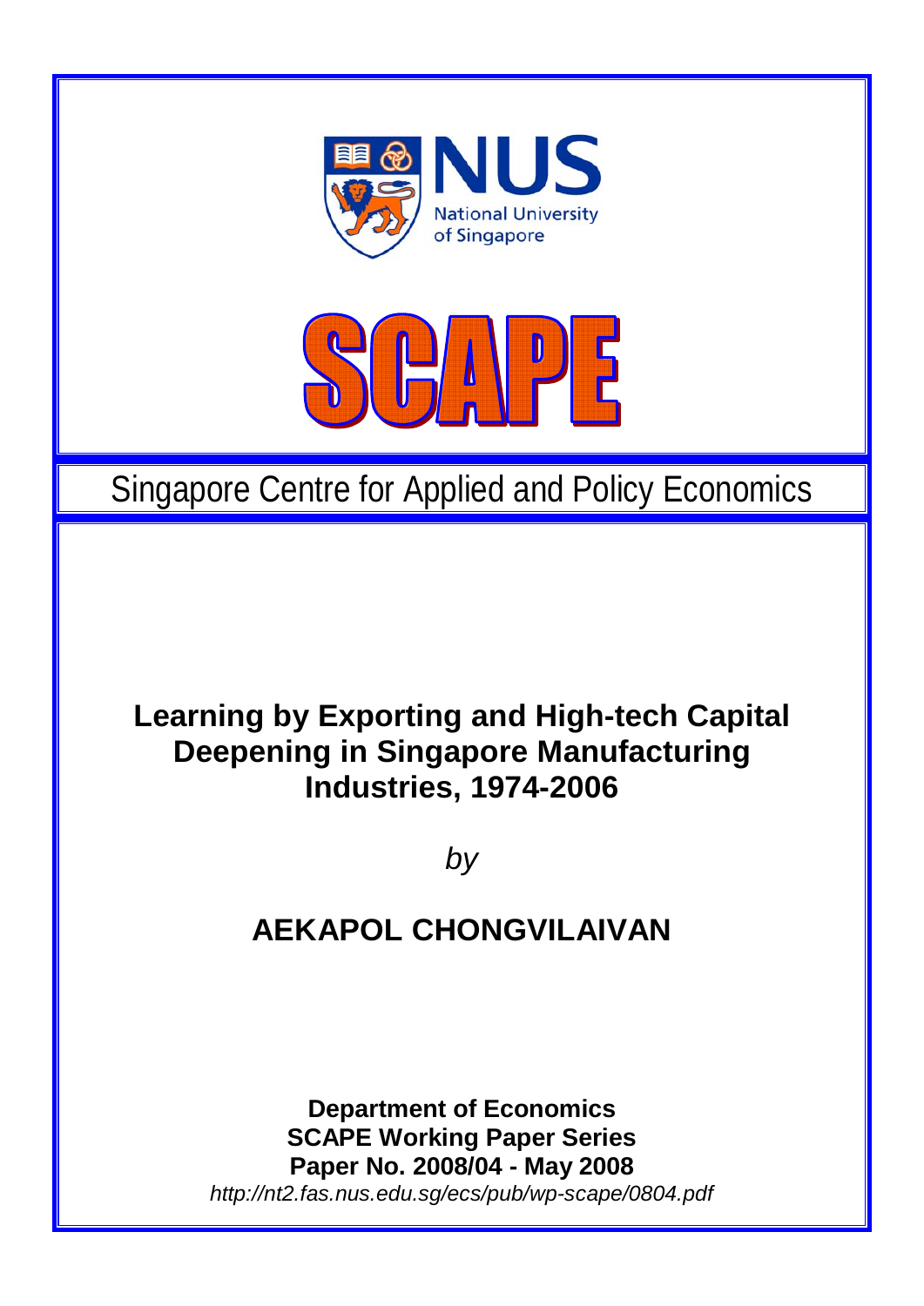NUS

National University of Singapore

SCAPE

Singapore Centre for Applied and Policy Economics

# Learning by Exporting and High-tech Capital Deepening in Singapore Manufacturing Industries, 1974-2006

*by*

## AEKAPOL CHONGVILAIVAN

**Department of Economics**
**SCAPE Working Paper Series**
**Paper No. 2008/04 - May 2008**
*http://nt2.fas.nus.edu.sg/ecs/pub/wp-scape/0804.pdf*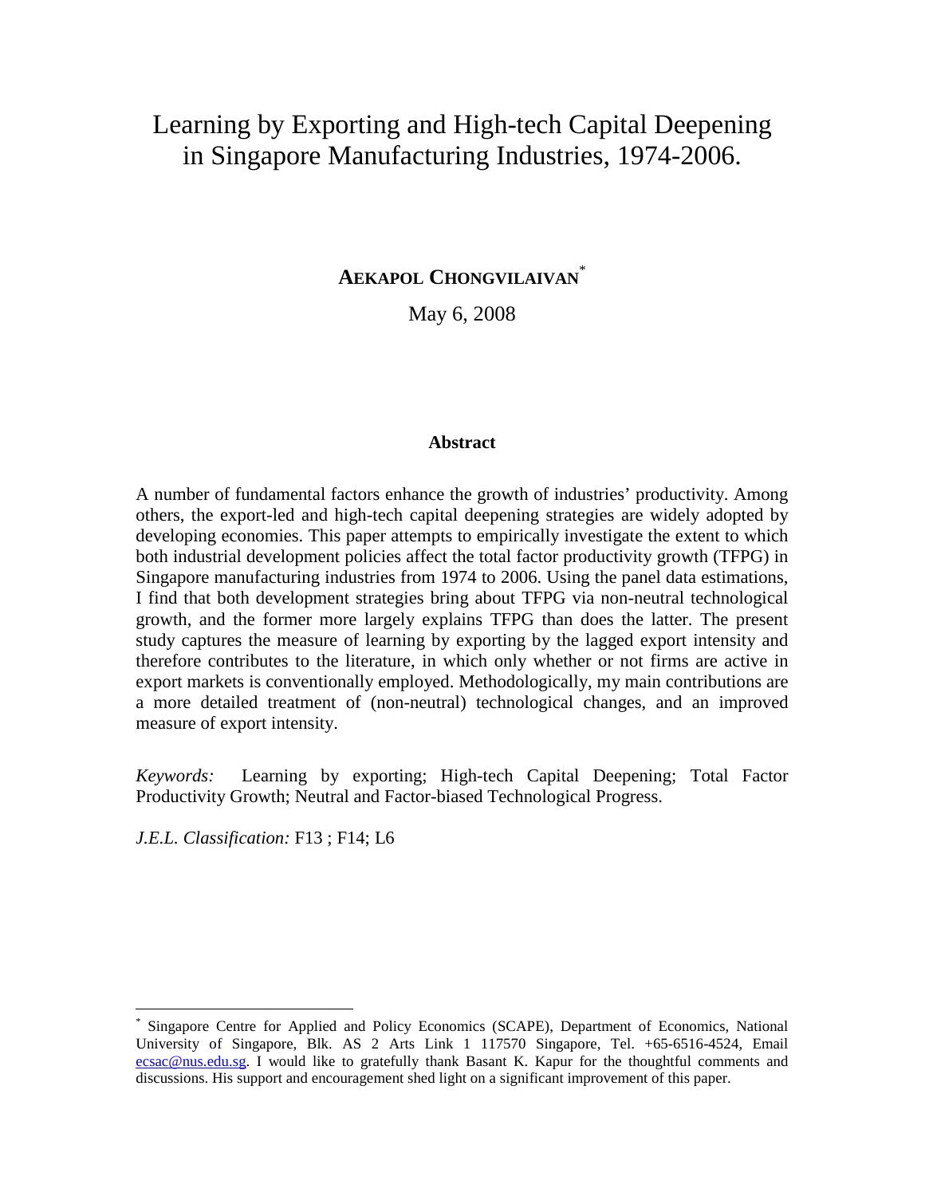# Learning by Exporting and High-tech Capital Deepening in Singapore Manufacturing Industries, 1974-2006.

**AEKAPOL CHONGVILAIVAN**[*]

May 6, 2008

### Abstract

A number of fundamental factors enhance the growth of industries' productivity. Among others, the export-led and high-tech capital deepening strategies are widely adopted by developing economies. This paper attempts to empirically investigate the extent to which both industrial development policies affect the total factor productivity growth (TFPG) in Singapore manufacturing industries from 1974 to 2006. Using the panel data estimations, I find that both development strategies bring about TFPG via non-neutral technological growth, and the former more largely explains TFPG than does the latter. The present study captures the measure of learning by exporting by the lagged export intensity and therefore contributes to the literature, in which only whether or not firms are active in export markets is conventionally employed. Methodologically, my main contributions are a more detailed treatment of (non-neutral) technological changes, and an improved measure of export intensity.

*Keywords:* Learning by exporting; High-tech Capital Deepening; Total Factor Productivity Growth; Neutral and Factor-biased Technological Progress.

*J.E.L. Classification:* F13 ; F14; L6

---

[*] Singapore Centre for Applied and Policy Economics (SCAPE), Department of Economics, National University of Singapore, Blk. AS 2 Arts Link 1 117570 Singapore, Tel. +65-6516-4524, Email ecsac@nus.edu.sg. I would like to gratefully thank Basant K. Kapur for the thoughtful comments and discussions. His support and encouragement shed light on a significant improvement of this paper.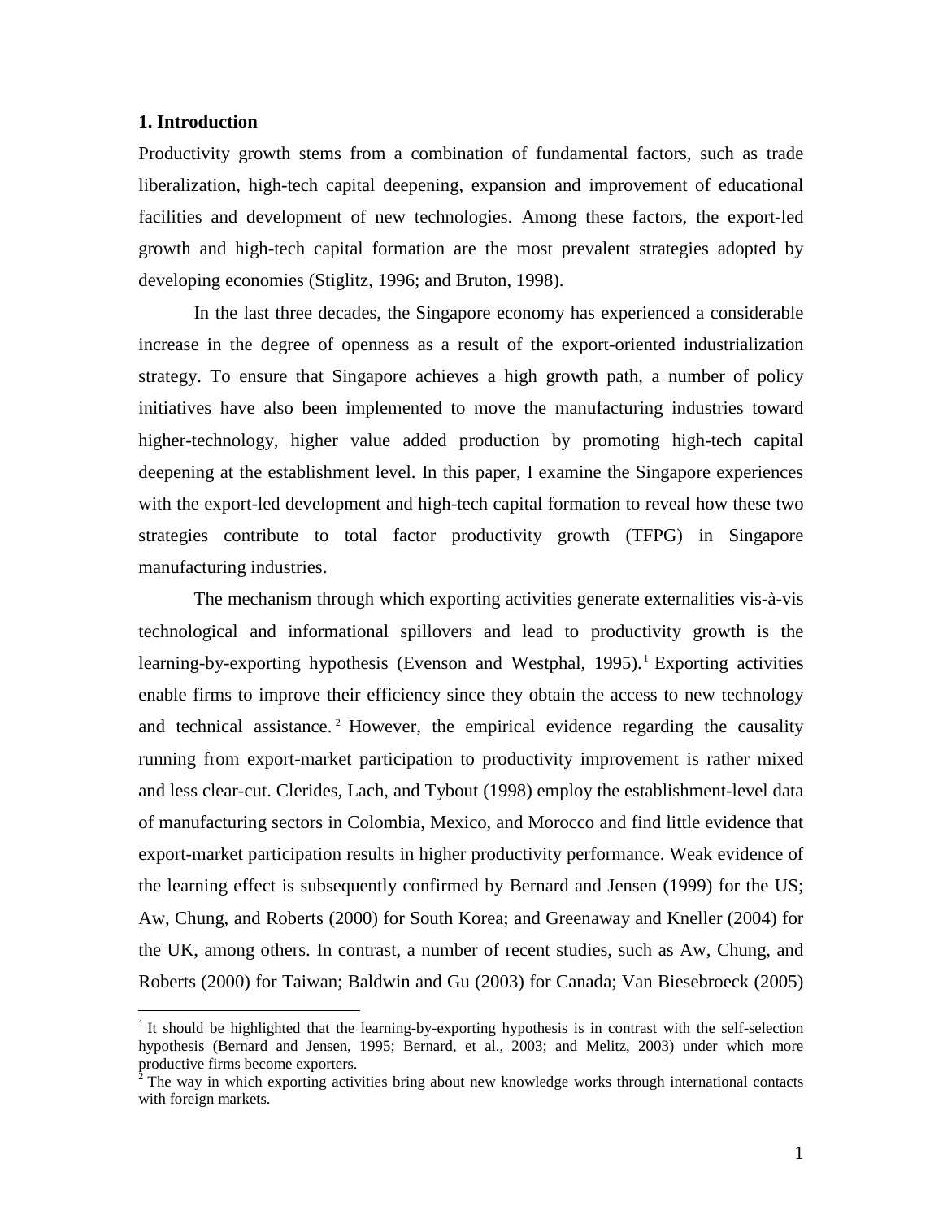## 1. Introduction

Productivity growth stems from a combination of fundamental factors, such as trade liberalization, high-tech capital deepening, expansion and improvement of educational facilities and development of new technologies. Among these factors, the export-led growth and high-tech capital formation are the most prevalent strategies adopted by developing economies (Stiglitz, 1996; and Bruton, 1998).

In the last three decades, the Singapore economy has experienced a considerable increase in the degree of openness as a result of the export-oriented industrialization strategy. To ensure that Singapore achieves a high growth path, a number of policy initiatives have also been implemented to move the manufacturing industries toward higher-technology, higher value added production by promoting high-tech capital deepening at the establishment level. In this paper, I examine the Singapore experiences with the export-led development and high-tech capital formation to reveal how these two strategies contribute to total factor productivity growth (TFPG) in Singapore manufacturing industries.

The mechanism through which exporting activities generate externalities vis-à-vis technological and informational spillovers and lead to productivity growth is the learning-by-exporting hypothesis (Evenson and Westphal, 1995).[1] Exporting activities enable firms to improve their efficiency since they obtain the access to new technology and technical assistance.[2] However, the empirical evidence regarding the causality running from export-market participation to productivity improvement is rather mixed and less clear-cut. Clerides, Lach, and Tybout (1998) employ the establishment-level data of manufacturing sectors in Colombia, Mexico, and Morocco and find little evidence that export-market participation results in higher productivity performance. Weak evidence of the learning effect is subsequently confirmed by Bernard and Jensen (1999) for the US; Aw, Chung, and Roberts (2000) for South Korea; and Greenaway and Kneller (2004) for the UK, among others. In contrast, a number of recent studies, such as Aw, Chung, and Roberts (2000) for Taiwan; Baldwin and Gu (2003) for Canada; Van Biesebroeck (2005)

---

[1] It should be highlighted that the learning-by-exporting hypothesis is in contrast with the self-selection hypothesis (Bernard and Jensen, 1995; Bernard, et al., 2003; and Melitz, 2003) under which more productive firms become exporters.

[2] The way in which exporting activities bring about new knowledge works through international contacts with foreign markets.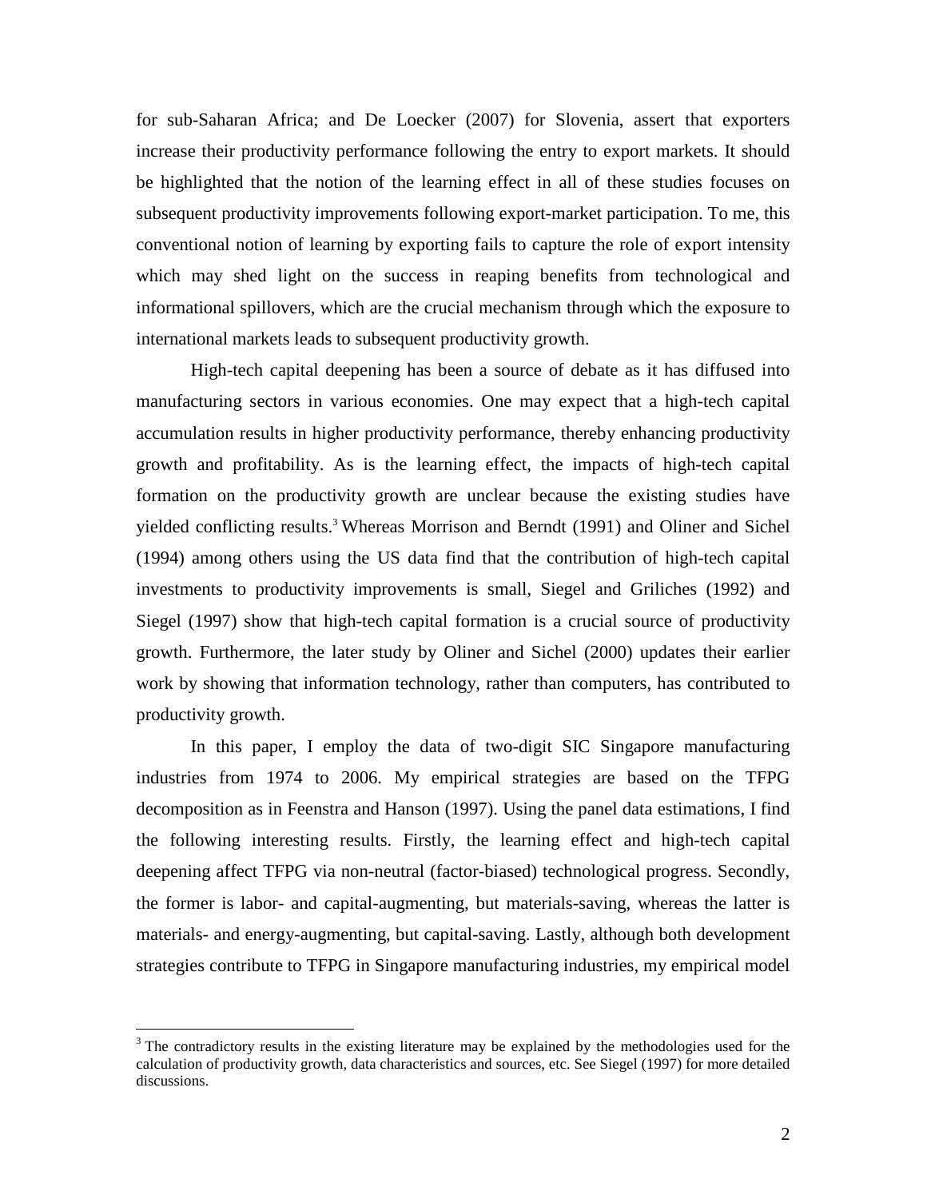for sub-Saharan Africa; and De Loecker (2007) for Slovenia, assert that exporters increase their productivity performance following the entry to export markets. It should be highlighted that the notion of the learning effect in all of these studies focuses on subsequent productivity improvements following export-market participation. To me, this conventional notion of learning by exporting fails to capture the role of export intensity which may shed light on the success in reaping benefits from technological and informational spillovers, which are the crucial mechanism through which the exposure to international markets leads to subsequent productivity growth.

High-tech capital deepening has been a source of debate as it has diffused into manufacturing sectors in various economies. One may expect that a high-tech capital accumulation results in higher productivity performance, thereby enhancing productivity growth and profitability. As is the learning effect, the impacts of high-tech capital formation on the productivity growth are unclear because the existing studies have yielded conflicting results.[3] Whereas Morrison and Berndt (1991) and Oliner and Sichel (1994) among others using the US data find that the contribution of high-tech capital investments to productivity improvements is small, Siegel and Griliches (1992) and Siegel (1997) show that high-tech capital formation is a crucial source of productivity growth. Furthermore, the later study by Oliner and Sichel (2000) updates their earlier work by showing that information technology, rather than computers, has contributed to productivity growth.

In this paper, I employ the data of two-digit SIC Singapore manufacturing industries from 1974 to 2006. My empirical strategies are based on the TFPG decomposition as in Feenstra and Hanson (1997). Using the panel data estimations, I find the following interesting results. Firstly, the learning effect and high-tech capital deepening affect TFPG via non-neutral (factor-biased) technological progress. Secondly, the former is labor- and capital-augmenting, but materials-saving, whereas the latter is materials- and energy-augmenting, but capital-saving. Lastly, although both development strategies contribute to TFPG in Singapore manufacturing industries, my empirical model

[3] The contradictory results in the existing literature may be explained by the methodologies used for the calculation of productivity growth, data characteristics and sources, etc. See Siegel (1997) for more detailed discussions.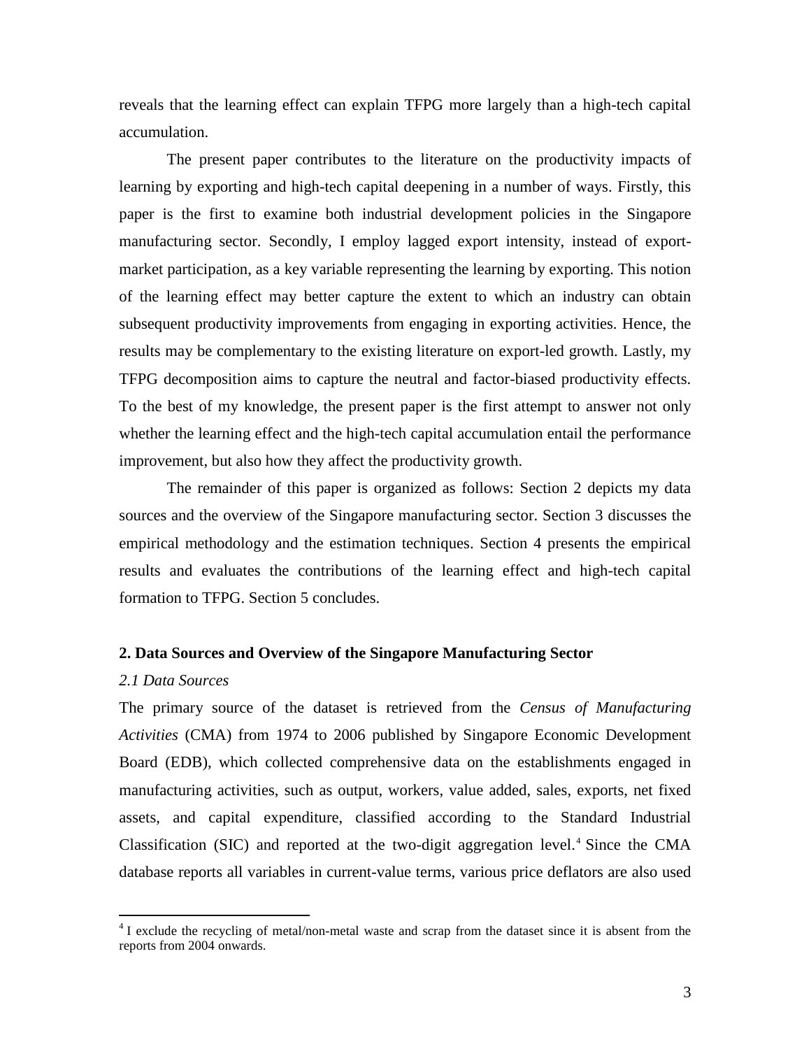reveals that the learning effect can explain TFPG more largely than a high-tech capital accumulation.

The present paper contributes to the literature on the productivity impacts of learning by exporting and high-tech capital deepening in a number of ways. Firstly, this paper is the first to examine both industrial development policies in the Singapore manufacturing sector. Secondly, I employ lagged export intensity, instead of export-market participation, as a key variable representing the learning by exporting. This notion of the learning effect may better capture the extent to which an industry can obtain subsequent productivity improvements from engaging in exporting activities. Hence, the results may be complementary to the existing literature on export-led growth. Lastly, my TFPG decomposition aims to capture the neutral and factor-biased productivity effects. To the best of my knowledge, the present paper is the first attempt to answer not only whether the learning effect and the high-tech capital accumulation entail the performance improvement, but also how they affect the productivity growth.

The remainder of this paper is organized as follows: Section 2 depicts my data sources and the overview of the Singapore manufacturing sector. Section 3 discusses the empirical methodology and the estimation techniques. Section 4 presents the empirical results and evaluates the contributions of the learning effect and high-tech capital formation to TFPG. Section 5 concludes.

## 2. Data Sources and Overview of the Singapore Manufacturing Sector

### *2.1 Data Sources*

The primary source of the dataset is retrieved from the *Census of Manufacturing Activities* (CMA) from 1974 to 2006 published by Singapore Economic Development Board (EDB), which collected comprehensive data on the establishments engaged in manufacturing activities, such as output, workers, value added, sales, exports, net fixed assets, and capital expenditure, classified according to the Standard Industrial Classification (SIC) and reported at the two-digit aggregation level.[4] Since the CMA database reports all variables in current-value terms, various price deflators are also used

[4] I exclude the recycling of metal/non-metal waste and scrap from the dataset since it is absent from the reports from 2004 onwards.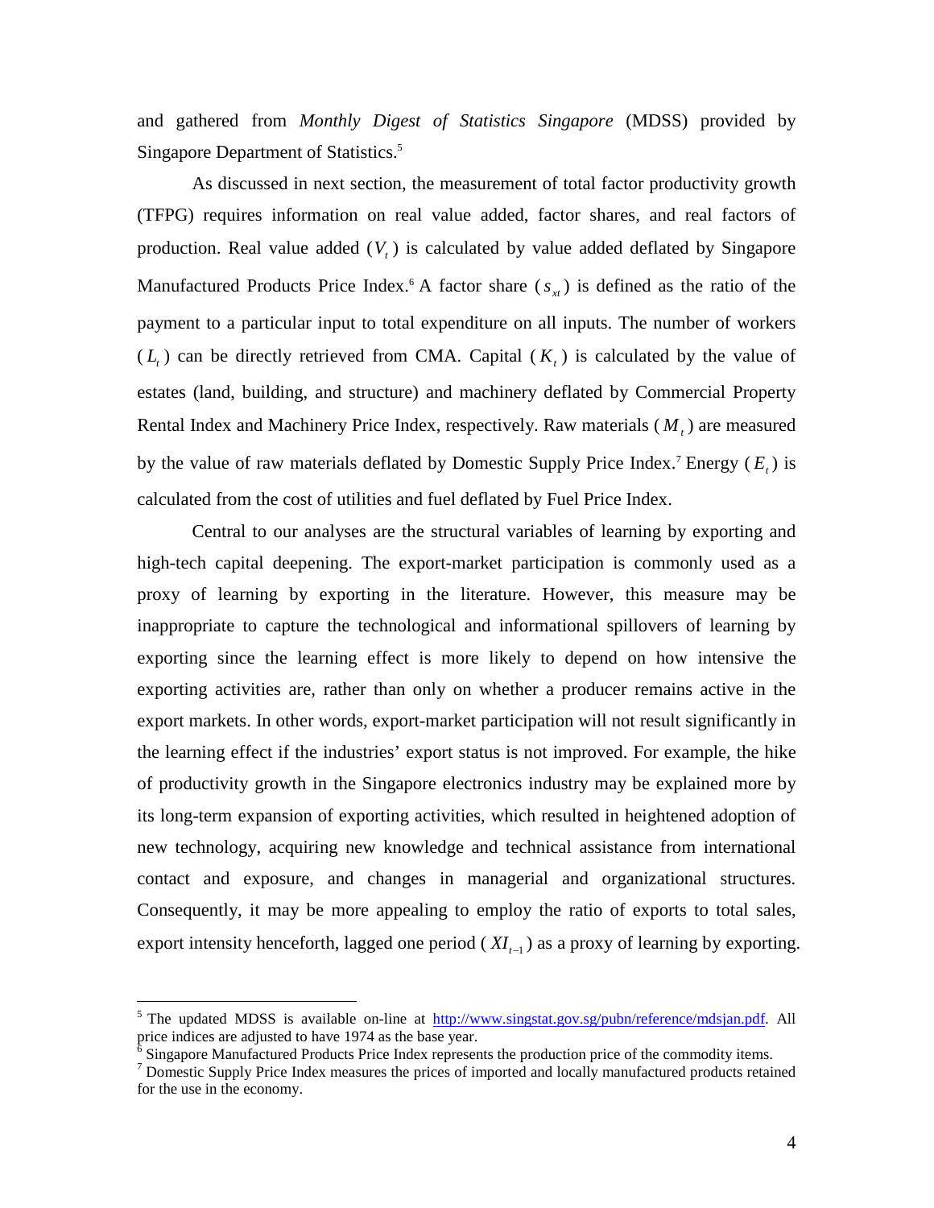and gathered from *Monthly Digest of Statistics Singapore* (MDSS) provided by Singapore Department of Statistics.[5]

As discussed in next section, the measurement of total factor productivity growth (TFPG) requires information on real value added, factor shares, and real factors of production. Real value added ($V_t$) is calculated by value added deflated by Singapore Manufactured Products Price Index.[6] A factor share ($s_{xt}$) is defined as the ratio of the payment to a particular input to total expenditure on all inputs. The number of workers ($L_t$) can be directly retrieved from CMA. Capital ($K_t$) is calculated by the value of estates (land, building, and structure) and machinery deflated by Commercial Property Rental Index and Machinery Price Index, respectively. Raw materials ($M_t$) are measured by the value of raw materials deflated by Domestic Supply Price Index.[7] Energy ($E_t$) is calculated from the cost of utilities and fuel deflated by Fuel Price Index.

Central to our analyses are the structural variables of learning by exporting and high-tech capital deepening. The export-market participation is commonly used as a proxy of learning by exporting in the literature. However, this measure may be inappropriate to capture the technological and informational spillovers of learning by exporting since the learning effect is more likely to depend on how intensive the exporting activities are, rather than only on whether a producer remains active in the export markets. In other words, export-market participation will not result significantly in the learning effect if the industries' export status is not improved. For example, the hike of productivity growth in the Singapore electronics industry may be explained more by its long-term expansion of exporting activities, which resulted in heightened adoption of new technology, acquiring new knowledge and technical assistance from international contact and exposure, and changes in managerial and organizational structures. Consequently, it may be more appealing to employ the ratio of exports to total sales, export intensity henceforth, lagged one period ($XI_{t-1}$) as a proxy of learning by exporting.

---

[5] The updated MDSS is available on-line at http://www.singstat.gov.sg/pubn/reference/mdsjan.pdf. All price indices are adjusted to have 1974 as the base year.

[6] Singapore Manufactured Products Price Index represents the production price of the commodity items.

[7] Domestic Supply Price Index measures the prices of imported and locally manufactured products retained for the use in the economy.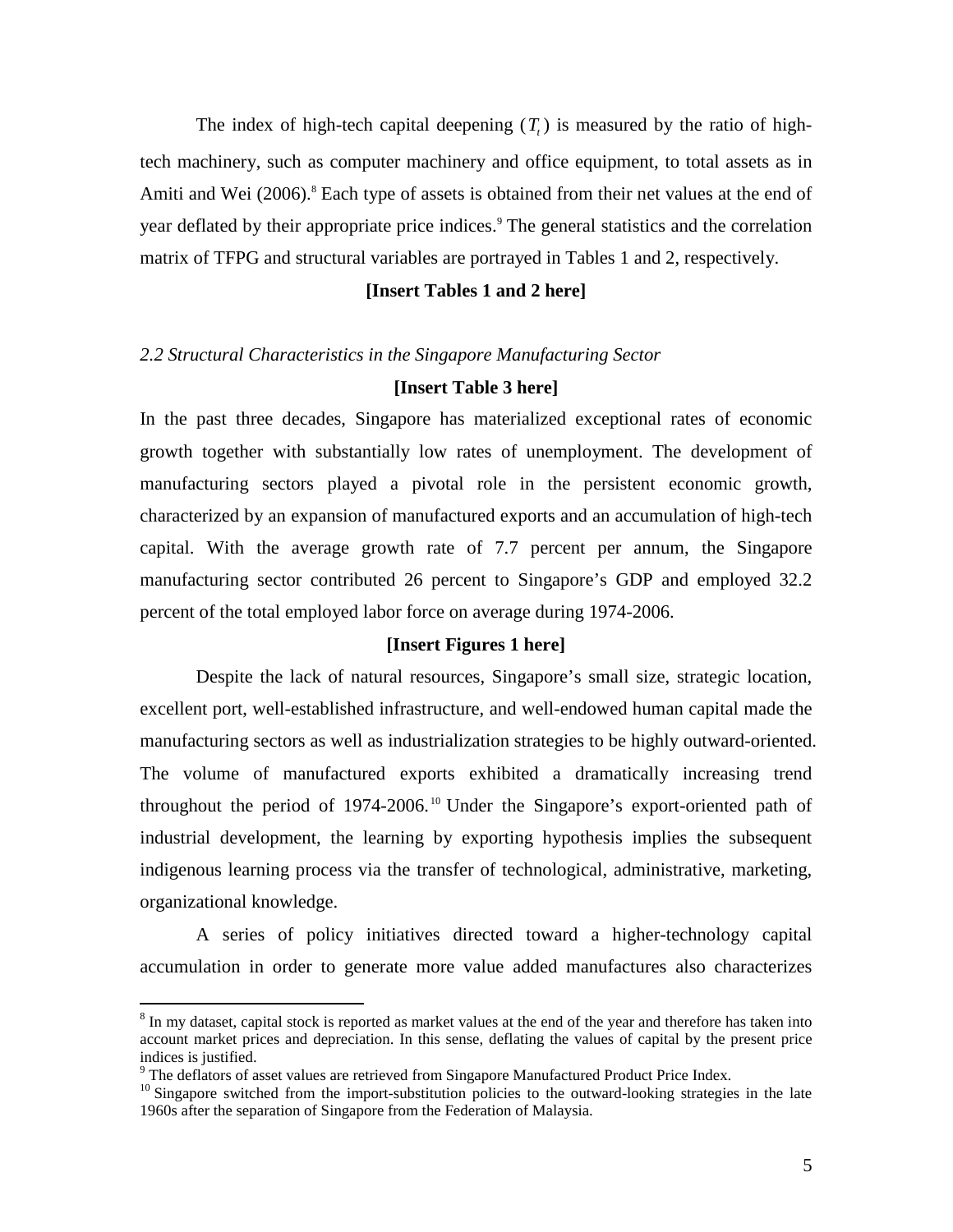The index of high-tech capital deepening ($T_t$) is measured by the ratio of high-tech machinery, such as computer machinery and office equipment, to total assets as in Amiti and Wei (2006).[8] Each type of assets is obtained from their net values at the end of year deflated by their appropriate price indices.[9] The general statistics and the correlation matrix of TFPG and structural variables are portrayed in Tables 1 and 2, respectively.

**[Insert Tables 1 and 2 here]**

### *2.2 Structural Characteristics in the Singapore Manufacturing Sector*

**[Insert Table 3 here]**

In the past three decades, Singapore has materialized exceptional rates of economic growth together with substantially low rates of unemployment. The development of manufacturing sectors played a pivotal role in the persistent economic growth, characterized by an expansion of manufactured exports and an accumulation of high-tech capital. With the average growth rate of 7.7 percent per annum, the Singapore manufacturing sector contributed 26 percent to Singapore's GDP and employed 32.2 percent of the total employed labor force on average during 1974-2006.

**[Insert Figures 1 here]**

Despite the lack of natural resources, Singapore's small size, strategic location, excellent port, well-established infrastructure, and well-endowed human capital made the manufacturing sectors as well as industrialization strategies to be highly outward-oriented. The volume of manufactured exports exhibited a dramatically increasing trend throughout the period of 1974-2006.[10] Under the Singapore's export-oriented path of industrial development, the learning by exporting hypothesis implies the subsequent indigenous learning process via the transfer of technological, administrative, marketing, organizational knowledge.

A series of policy initiatives directed toward a higher-technology capital accumulation in order to generate more value added manufactures also characterizes

---

[8] In my dataset, capital stock is reported as market values at the end of the year and therefore has taken into account market prices and depreciation. In this sense, deflating the values of capital by the present price indices is justified.

[9] The deflators of asset values are retrieved from Singapore Manufactured Product Price Index.

[10] Singapore switched from the import-substitution policies to the outward-looking strategies in the late 1960s after the separation of Singapore from the Federation of Malaysia.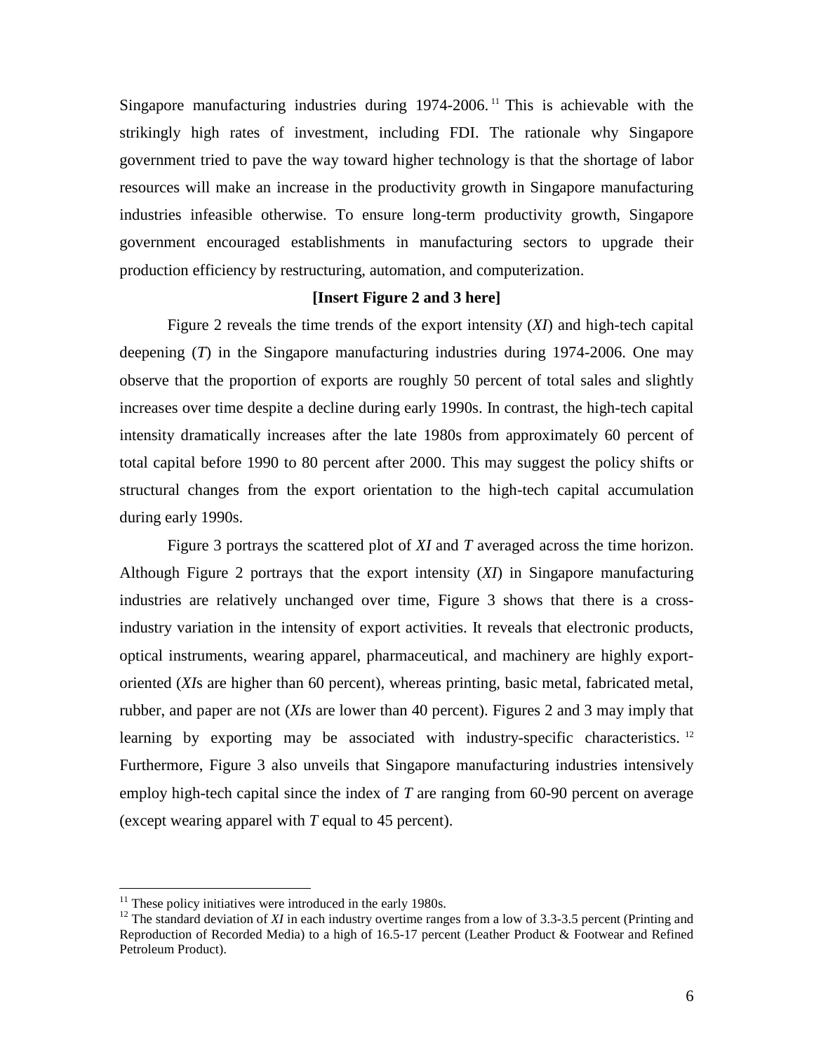Singapore manufacturing industries during 1974-2006.[11] This is achievable with the strikingly high rates of investment, including FDI. The rationale why Singapore government tried to pave the way toward higher technology is that the shortage of labor resources will make an increase in the productivity growth in Singapore manufacturing industries infeasible otherwise. To ensure long-term productivity growth, Singapore government encouraged establishments in manufacturing sectors to upgrade their production efficiency by restructuring, automation, and computerization.

**[Insert Figure 2 and 3 here]**

Figure 2 reveals the time trends of the export intensity (*XI*) and high-tech capital deepening (*T*) in the Singapore manufacturing industries during 1974-2006. One may observe that the proportion of exports are roughly 50 percent of total sales and slightly increases over time despite a decline during early 1990s. In contrast, the high-tech capital intensity dramatically increases after the late 1980s from approximately 60 percent of total capital before 1990 to 80 percent after 2000. This may suggest the policy shifts or structural changes from the export orientation to the high-tech capital accumulation during early 1990s.

Figure 3 portrays the scattered plot of *XI* and *T* averaged across the time horizon. Although Figure 2 portrays that the export intensity (*XI*) in Singapore manufacturing industries are relatively unchanged over time, Figure 3 shows that there is a cross-industry variation in the intensity of export activities. It reveals that electronic products, optical instruments, wearing apparel, pharmaceutical, and machinery are highly export-oriented (*XI*s are higher than 60 percent), whereas printing, basic metal, fabricated metal, rubber, and paper are not (*XI*s are lower than 40 percent). Figures 2 and 3 may imply that learning by exporting may be associated with industry-specific characteristics.[12] Furthermore, Figure 3 also unveils that Singapore manufacturing industries intensively employ high-tech capital since the index of *T* are ranging from 60-90 percent on average (except wearing apparel with *T* equal to 45 percent).

---

[11] These policy initiatives were introduced in the early 1980s.

[12] The standard deviation of *XI* in each industry overtime ranges from a low of 3.3-3.5 percent (Printing and Reproduction of Recorded Media) to a high of 16.5-17 percent (Leather Product & Footwear and Refined Petroleum Product).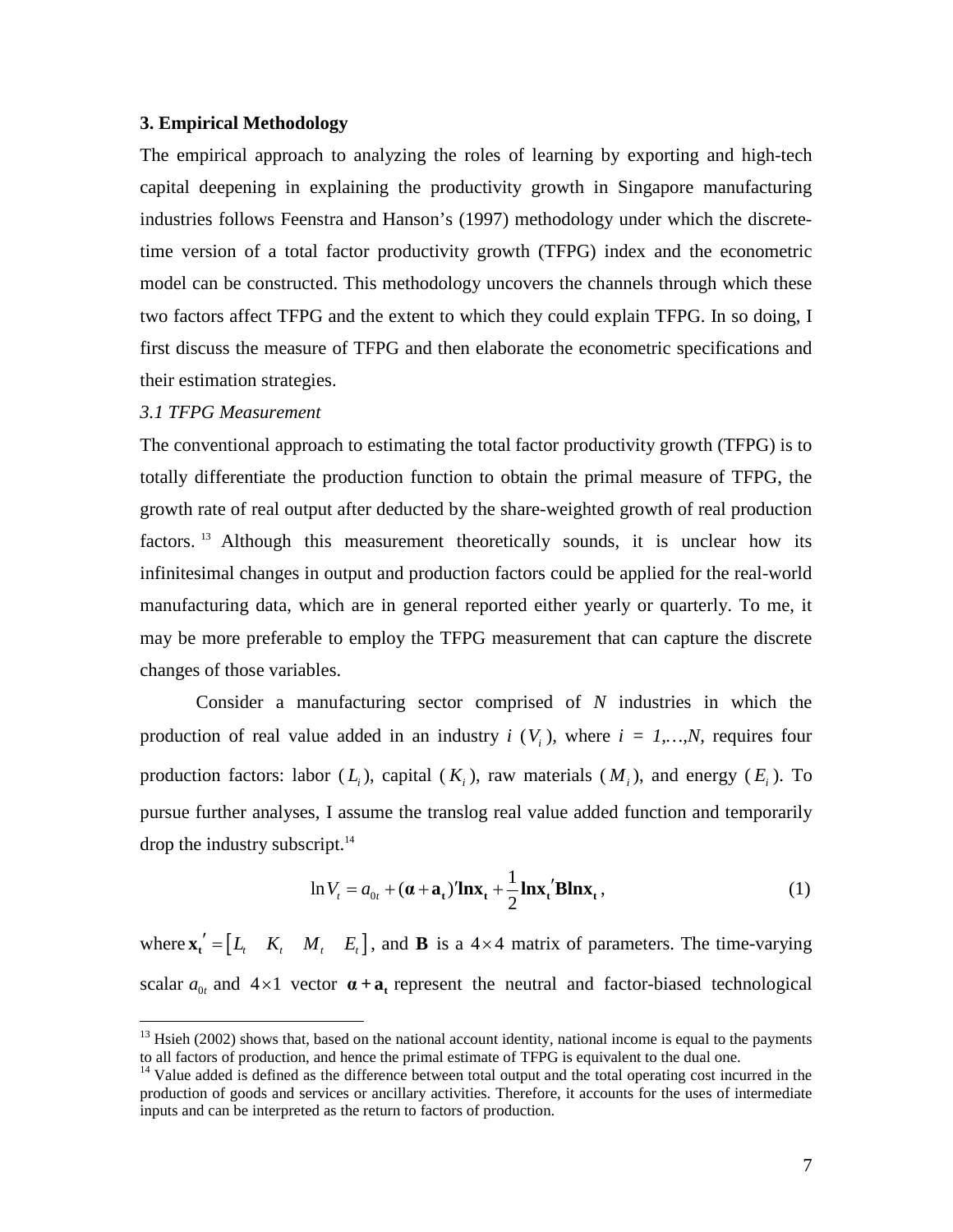## 3. Empirical Methodology

The empirical approach to analyzing the roles of learning by exporting and high-tech capital deepening in explaining the productivity growth in Singapore manufacturing industries follows Feenstra and Hanson's (1997) methodology under which the discrete-time version of a total factor productivity growth (TFPG) index and the econometric model can be constructed. This methodology uncovers the channels through which these two factors affect TFPG and the extent to which they could explain TFPG. In so doing, I first discuss the measure of TFPG and then elaborate the econometric specifications and their estimation strategies.

### *3.1 TFPG Measurement*

The conventional approach to estimating the total factor productivity growth (TFPG) is to totally differentiate the production function to obtain the primal measure of TFPG, the growth rate of real output after deducted by the share-weighted growth of real production factors. [13] Although this measurement theoretically sounds, it is unclear how its infinitesimal changes in output and production factors could be applied for the real-world manufacturing data, which are in general reported either yearly or quarterly. To me, it may be more preferable to employ the TFPG measurement that can capture the discrete changes of those variables.

Consider a manufacturing sector comprised of *N* industries in which the production of real value added in an industry *i* ($V_i$), where $i = 1,\ldots,N$, requires four production factors: labor ($L_i$), capital ($K_i$), raw materials ($M_i$), and energy ($E_i$). To pursue further analyses, I assume the translog real value added function and temporarily drop the industry subscript.[14]

$$\ln V_t = a_{0t} + (\boldsymbol{\alpha} + \mathbf{a_t})'\mathbf{lnx_t} + \frac{1}{2}\mathbf{lnx_t}'\mathbf{B}\mathbf{lnx_t}, \tag{1}$$

where $\mathbf{x_t}' = \begin{bmatrix} L_t & K_t & M_t & E_t \end{bmatrix}$, and **B** is a $4 \times 4$ matrix of parameters. The time-varying scalar $a_{0t}$ and $4 \times 1$ vector $\boldsymbol{\alpha} + \mathbf{a_t}$ represent the neutral and factor-biased technological

---

[13] Hsieh (2002) shows that, based on the national account identity, national income is equal to the payments to all factors of production, and hence the primal estimate of TFPG is equivalent to the dual one.

[14] Value added is defined as the difference between total output and the total operating cost incurred in the production of goods and services or ancillary activities. Therefore, it accounts for the uses of intermediate inputs and can be interpreted as the return to factors of production.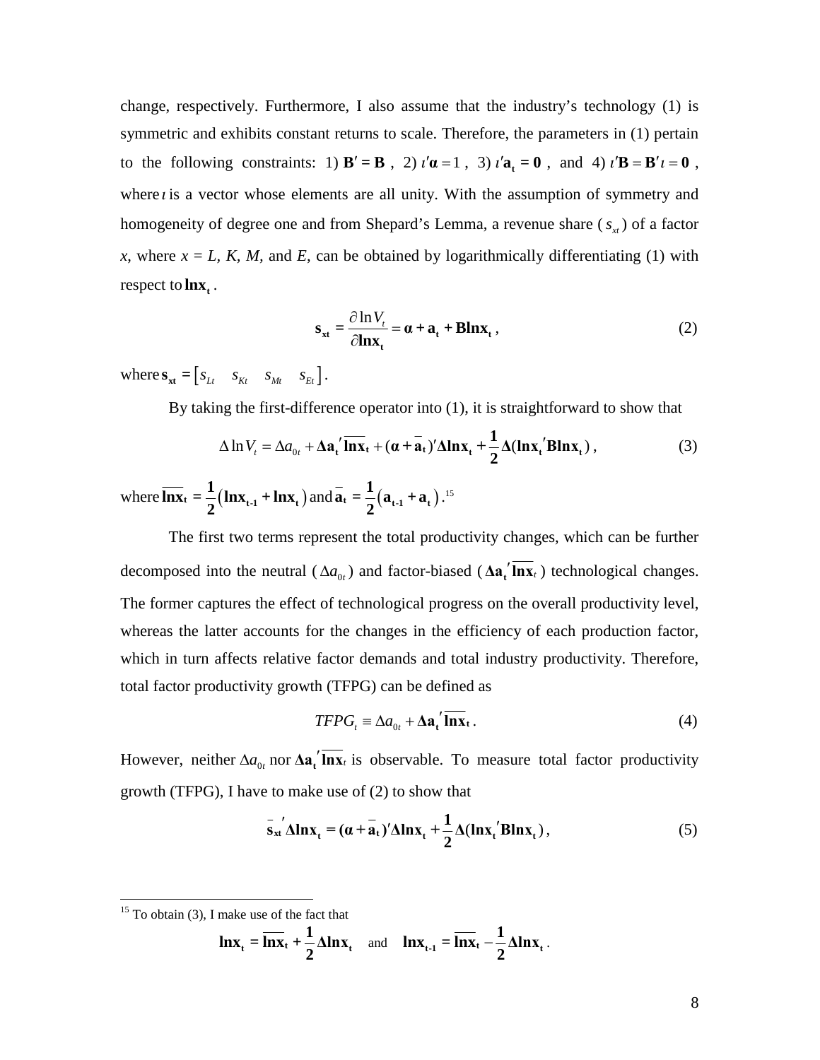change, respectively. Furthermore, I also assume that the industry's technology (1) is symmetric and exhibits constant returns to scale. Therefore, the parameters in (1) pertain to the following constraints: 1) $\mathbf{B'} = \mathbf{B}$, 2) $\iota'\boldsymbol{\alpha} = 1$, 3) $\iota'\mathbf{a_t} = \mathbf{0}$, and 4) $\iota'\mathbf{B} = \mathbf{B}'\iota = \mathbf{0}$, where $\iota$ is a vector whose elements are all unity. With the assumption of symmetry and homogeneity of degree one and from Shepard's Lemma, a revenue share ($s_{xt}$) of a factor $x$, where $x$ = $L$, $K$, $M$, and $E$, can be obtained by logarithmically differentiating (1) with respect to $\mathbf{lnx_t}$.

$$\mathbf{s_{xt}} = \frac{\partial \ln V_t}{\partial \mathbf{lnx_t}} = \boldsymbol{\alpha} + \mathbf{a_t} + \mathbf{Blnx_t}, \tag{2}$$

where $\mathbf{s_{xt}} = \begin{bmatrix} s_{Lt} & s_{Kt} & s_{Mt} & s_{Et} \end{bmatrix}$.

By taking the first-difference operator into (1), it is straightforward to show that

$$\Delta \ln V_t = \Delta a_{0t} + \mathbf{\Delta a_t}'\overline{\mathbf{lnx_t}} + (\boldsymbol{\alpha} + \bar{\mathbf{a}}_\mathbf{t})'\mathbf{\Delta lnx_t} + \frac{\mathbf{1}}{\mathbf{2}}\mathbf{\Delta}(\mathbf{lnx_t}'\mathbf{Blnx_t}), \tag{3}$$

where $\overline{\mathbf{lnx_t}} = \frac{\mathbf{1}}{\mathbf{2}}\left(\mathbf{lnx_{t-1}} + \mathbf{lnx_t}\right)$ and $\bar{\mathbf{a}}_\mathbf{t} = \frac{\mathbf{1}}{\mathbf{2}}\left(\mathbf{a_{t-1}} + \mathbf{a_t}\right)$.[15]

The first two terms represent the total productivity changes, which can be further decomposed into the neutral ($\Delta a_{0t}$) and factor-biased ($\mathbf{\Delta a_t}'\overline{\mathbf{lnx}}_t$) technological changes. The former captures the effect of technological progress on the overall productivity level, whereas the latter accounts for the changes in the efficiency of each production factor, which in turn affects relative factor demands and total industry productivity. Therefore, total factor productivity growth (TFPG) can be defined as

$$TFPG_t \equiv \Delta a_{0t} + \mathbf{\Delta a_t}'\overline{\mathbf{lnx_t}}. \tag{4}$$

However, neither $\Delta a_{0t}$ nor $\mathbf{\Delta a_t}'\overline{\mathbf{lnx}}_t$ is observable. To measure total factor productivity growth (TFPG), I have to make use of (2) to show that

$$\bar{\mathbf{s}}_\mathbf{xt}'\mathbf{\Delta lnx_t} = (\boldsymbol{\alpha} + \bar{\mathbf{a}}_\mathbf{t})'\mathbf{\Delta lnx_t} + \frac{\mathbf{1}}{\mathbf{2}}\mathbf{\Delta}(\mathbf{lnx_t}'\mathbf{Blnx_t}), \tag{5}$$

---

[15] To obtain (3), I make use of the fact that

$$\mathbf{lnx_t} = \overline{\mathbf{lnx_t}} + \frac{\mathbf{1}}{\mathbf{2}}\mathbf{\Delta lnx_t} \quad \text{and} \quad \mathbf{lnx_{t-1}} = \overline{\mathbf{lnx_t}} - \frac{\mathbf{1}}{\mathbf{2}}\mathbf{\Delta lnx_t}.$$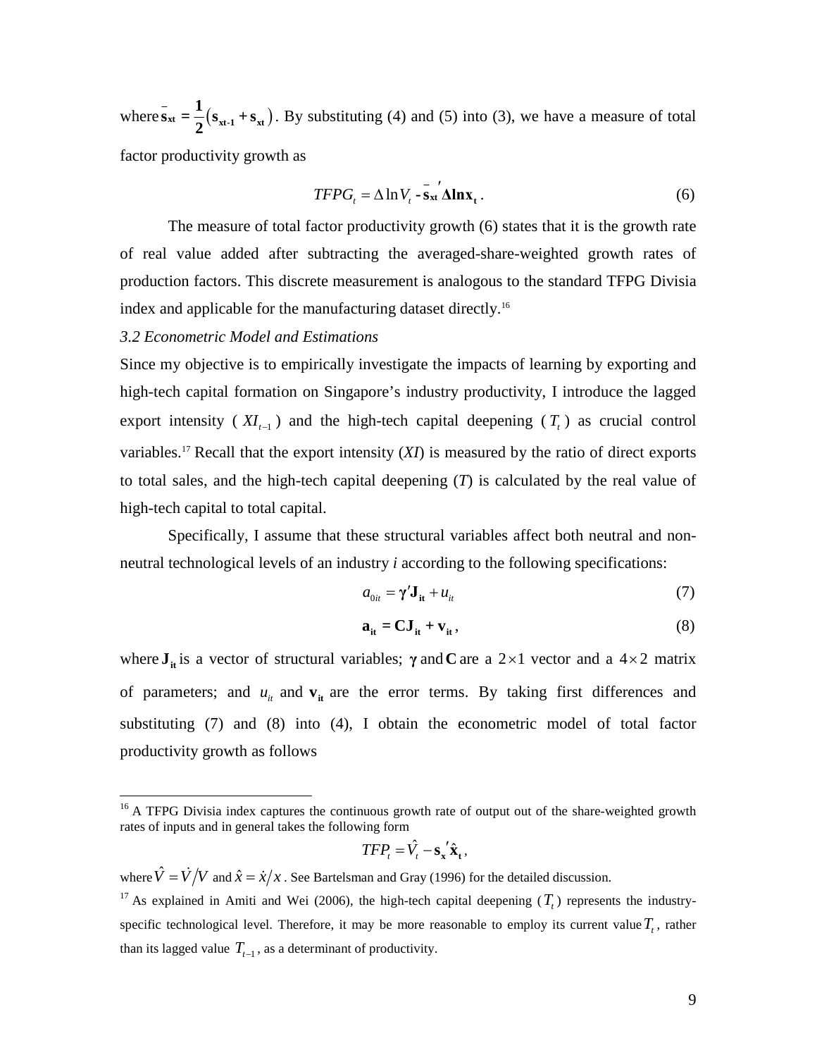where $\bar{\mathbf{s}}_{\mathbf{xt}} = \frac{\mathbf{1}}{\mathbf{2}}\left(\mathbf{s}_{\mathbf{xt-1}} + \mathbf{s}_{\mathbf{xt}}\right)$. By substituting (4) and (5) into (3), we have a measure of total factor productivity growth as

$$TFPG_t = \Delta \ln V_t - \bar{\mathbf{s}}_{\mathbf{xt}}{}' \mathbf{\Delta \ln x_t} . \tag{6}$$

The measure of total factor productivity growth (6) states that it is the growth rate of real value added after subtracting the averaged-share-weighted growth rates of production factors. This discrete measurement is analogous to the standard TFPG Divisia index and applicable for the manufacturing dataset directly.[16]

*3.2 Econometric Model and Estimations*

Since my objective is to empirically investigate the impacts of learning by exporting and high-tech capital formation on Singapore's industry productivity, I introduce the lagged export intensity ( $XI_{t-1}$ ) and the high-tech capital deepening ( $T_t$ ) as crucial control variables.[17] Recall that the export intensity (*XI*) is measured by the ratio of direct exports to total sales, and the high-tech capital deepening (*T*) is calculated by the real value of high-tech capital to total capital.

Specifically, I assume that these structural variables affect both neutral and non-neutral technological levels of an industry *i* according to the following specifications:

$$a_{0it} = \boldsymbol{\gamma}' \mathbf{J}_{\mathbf{it}} + u_{it} \tag{7}$$

$$\mathbf{a}_{\mathbf{it}} = \mathbf{C}\mathbf{J}_{\mathbf{it}} + \mathbf{v}_{\mathbf{it}} , \tag{8}$$

where $\mathbf{J}_{\mathbf{it}}$ is a vector of structural variables; $\boldsymbol{\gamma}$ and $\mathbf{C}$ are a $2 \times 1$ vector and a $4 \times 2$ matrix of parameters; and $u_{it}$ and $\mathbf{v}_{\mathbf{it}}$ are the error terms. By taking first differences and substituting (7) and (8) into (4), I obtain the econometric model of total factor productivity growth as follows

---

[16] A TFPG Divisia index captures the continuous growth rate of output out of the share-weighted growth rates of inputs and in general takes the following form

$$TFP_t = \hat{V}_t - \mathbf{s_x}' \hat{\mathbf{x}}_{\mathbf{t}} ,$$

where $\hat{V} = \dot{V}/V$ and $\hat{x} = \dot{x}/x$ . See Bartelsman and Gray (1996) for the detailed discussion.

[17] As explained in Amiti and Wei (2006), the high-tech capital deepening ($T_t$) represents the industry-specific technological level. Therefore, it may be more reasonable to employ its current value $T_t$, rather than its lagged value $T_{t-1}$, as a determinant of productivity.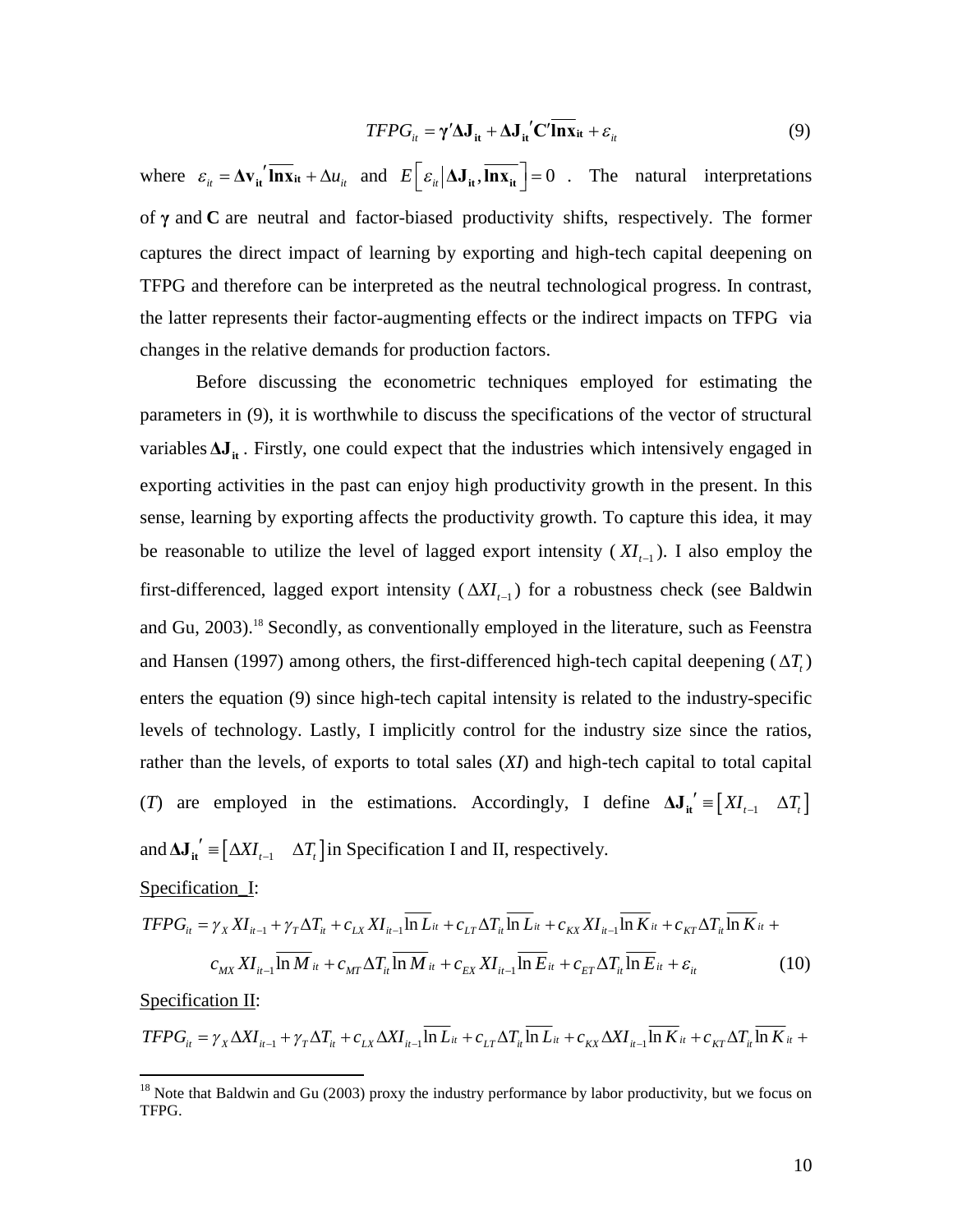$$TFPG_{it} = \boldsymbol{\gamma}'\Delta\mathbf{J}_{\mathbf{it}} + \Delta\mathbf{J}_{\mathbf{it}}{}'\mathbf{C}'\overline{\mathbf{lnx}}_{\mathbf{it}} + \varepsilon_{it} \tag{9}$$

where $\varepsilon_{it} = \Delta\mathbf{v}_{\mathbf{it}}{}'\overline{\mathbf{lnx}}_{\mathbf{it}} + \Delta u_{it}$ and $E\left[\varepsilon_{it}\middle|\Delta\mathbf{J}_{\mathbf{it}}, \overline{\mathbf{lnx}_{\mathbf{it}}}\right] = 0$. The natural interpretations of $\boldsymbol{\gamma}$ and $\mathbf{C}$ are neutral and factor-biased productivity shifts, respectively. The former captures the direct impact of learning by exporting and high-tech capital deepening on TFPG and therefore can be interpreted as the neutral technological progress. In contrast, the latter represents their factor-augmenting effects or the indirect impacts on TFPG via changes in the relative demands for production factors.

Before discussing the econometric techniques employed for estimating the parameters in (9), it is worthwhile to discuss the specifications of the vector of structural variables $\Delta\mathbf{J}_{\mathbf{it}}$. Firstly, one could expect that the industries which intensively engaged in exporting activities in the past can enjoy high productivity growth in the present. In this sense, learning by exporting affects the productivity growth. To capture this idea, it may be reasonable to utilize the level of lagged export intensity ($XI_{t-1}$). I also employ the first-differenced, lagged export intensity ($\Delta XI_{t-1}$) for a robustness check (see Baldwin and Gu, 2003).[18] Secondly, as conventionally employed in the literature, such as Feenstra and Hansen (1997) among others, the first-differenced high-tech capital deepening ($\Delta T_t$) enters the equation (9) since high-tech capital intensity is related to the industry-specific levels of technology. Lastly, I implicitly control for the industry size since the ratios, rather than the levels, of exports to total sales (*XI*) and high-tech capital to total capital (*T*) are employed in the estimations. Accordingly, I define $\Delta\mathbf{J}_{\mathbf{it}}{}' \equiv \left[XI_{t-1} \quad \Delta T_t\right]$ and $\Delta\mathbf{J}_{\mathbf{it}}{}' \equiv \left[\Delta XI_{t-1} \quad \Delta T_t\right]$ in Specification I and II, respectively.

Specification_I:

$$\begin{aligned} TFPG_{it} = {} & \gamma_X XI_{it-1} + \gamma_T \Delta T_{it} + c_{LX} XI_{it-1}\overline{\ln L}_{it} + c_{LT}\Delta T_{it}\overline{\ln L}_{it} + c_{KX} XI_{it-1}\overline{\ln K}_{it} + c_{KT}\Delta T_{it}\overline{\ln K}_{it} + \\ & c_{MX} XI_{it-1}\overline{\ln M}_{it} + c_{MT}\Delta T_{it}\overline{\ln M}_{it} + c_{EX} XI_{it-1}\overline{\ln E}_{it} + c_{ET}\Delta T_{it}\overline{\ln E}_{it} + \varepsilon_{it} \end{aligned} \tag{10}$$

Specification II:

$$TFPG_{it} = \gamma_X \Delta XI_{it-1} + \gamma_T \Delta T_{it} + c_{LX}\Delta XI_{it-1}\overline{\ln L}_{it} + c_{LT}\Delta T_{it}\overline{\ln L}_{it} + c_{KX}\Delta XI_{it-1}\overline{\ln K}_{it} + c_{KT}\Delta T_{it}\overline{\ln K}_{it} +$$

[18] Note that Baldwin and Gu (2003) proxy the industry performance by labor productivity, but we focus on TFPG.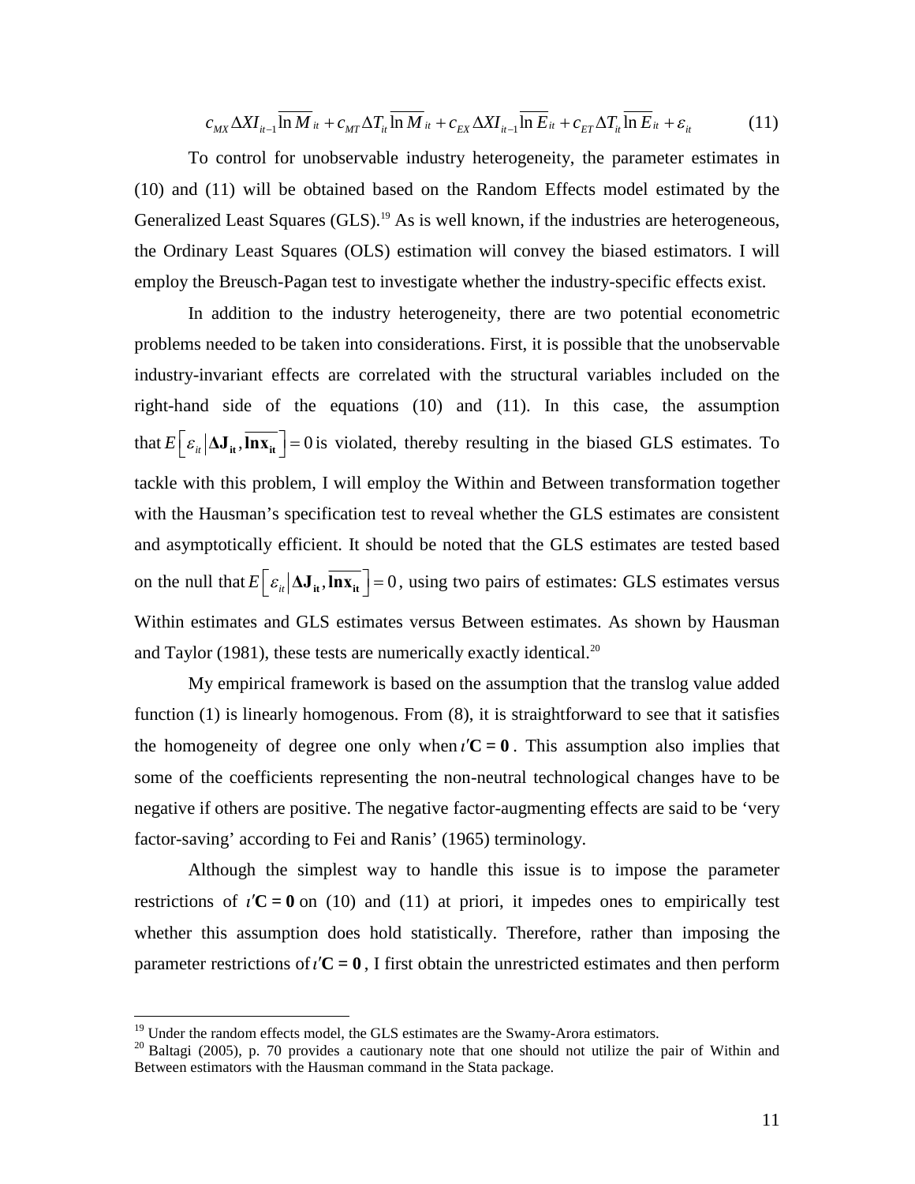$$c_{MX}\Delta XI_{it-1}\overline{\ln M}_{it} + c_{MT}\Delta T_{it}\overline{\ln M}_{it} + c_{EX}\Delta XI_{it-1}\overline{\ln E}_{it} + c_{ET}\Delta T_{it}\overline{\ln E}_{it} + \varepsilon_{it} \quad (11)$$

To control for unobservable industry heterogeneity, the parameter estimates in (10) and (11) will be obtained based on the Random Effects model estimated by the Generalized Least Squares (GLS).[19] As is well known, if the industries are heterogeneous, the Ordinary Least Squares (OLS) estimation will convey the biased estimators. I will employ the Breusch-Pagan test to investigate whether the industry-specific effects exist.

In addition to the industry heterogeneity, there are two potential econometric problems needed to be taken into considerations. First, it is possible that the unobservable industry-invariant effects are correlated with the structural variables included on the right-hand side of the equations (10) and (11). In this case, the assumption that $E\left[\varepsilon_{it}\left|\mathbf{\Delta J_{it}}, \overline{\mathbf{lnx_{it}}}\right.\right] = 0$ is violated, thereby resulting in the biased GLS estimates. To tackle with this problem, I will employ the Within and Between transformation together with the Hausman's specification test to reveal whether the GLS estimates are consistent and asymptotically efficient. It should be noted that the GLS estimates are tested based on the null that $E\left[\varepsilon_{it}\left|\mathbf{\Delta J_{it}}, \overline{\mathbf{lnx_{it}}}\right.\right] = 0$, using two pairs of estimates: GLS estimates versus Within estimates and GLS estimates versus Between estimates. As shown by Hausman and Taylor (1981), these tests are numerically exactly identical.[20]

My empirical framework is based on the assumption that the translog value added function (1) is linearly homogenous. From (8), it is straightforward to see that it satisfies the homogeneity of degree one only when $\iota'\mathbf{C} = \mathbf{0}$. This assumption also implies that some of the coefficients representing the non-neutral technological changes have to be negative if others are positive. The negative factor-augmenting effects are said to be 'very factor-saving' according to Fei and Ranis' (1965) terminology.

Although the simplest way to handle this issue is to impose the parameter restrictions of $\iota'\mathbf{C} = \mathbf{0}$ on (10) and (11) at priori, it impedes ones to empirically test whether this assumption does hold statistically. Therefore, rather than imposing the parameter restrictions of $\iota'\mathbf{C} = \mathbf{0}$, I first obtain the unrestricted estimates and then perform

[19] Under the random effects model, the GLS estimates are the Swamy-Arora estimators.

[20] Baltagi (2005), p. 70 provides a cautionary note that one should not utilize the pair of Within and Between estimators with the Hausman command in the Stata package.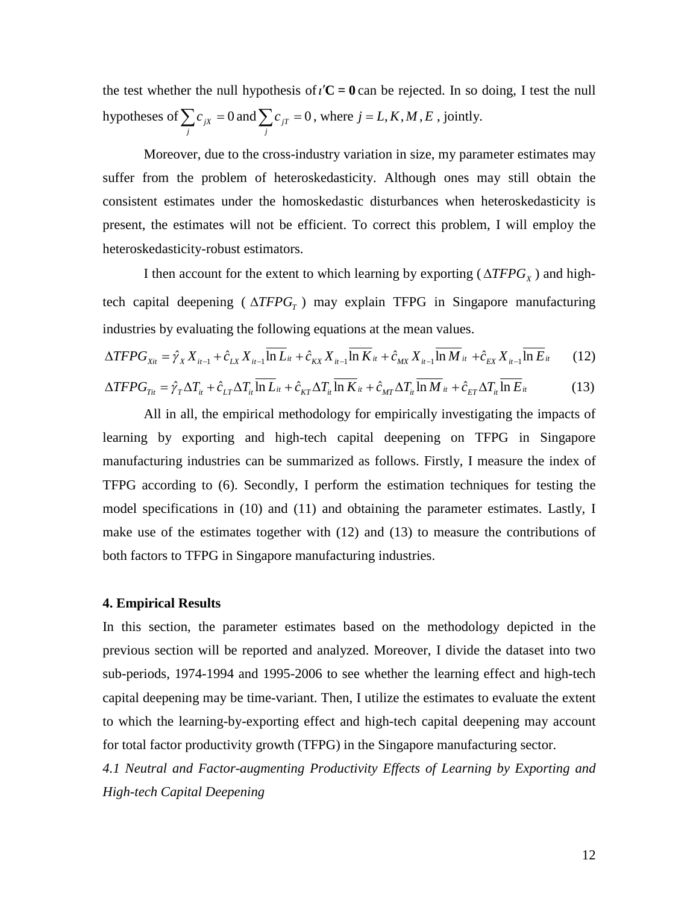the test whether the null hypothesis of $\iota'\mathbf{C} = \mathbf{0}$ can be rejected. In so doing, I test the null hypotheses of $\sum_j c_{jX} = 0$ and $\sum_j c_{jT} = 0$, where $j = L, K, M, E$, jointly.

Moreover, due to the cross-industry variation in size, my parameter estimates may suffer from the problem of heteroskedasticity. Although ones may still obtain the consistent estimates under the homoskedastic disturbances when heteroskedasticity is present, the estimates will not be efficient. To correct this problem, I will employ the heteroskedasticity-robust estimators.

I then account for the extent to which learning by exporting ($\Delta TFPG_X$) and high-tech capital deepening ($\Delta TFPG_T$) may explain TFPG in Singapore manufacturing industries by evaluating the following equations at the mean values.

$$\Delta TFPG_{Xit} = \hat{\gamma}_X X_{it-1} + \hat{c}_{LX} X_{it-1} \overline{\ln L}_{it} + \hat{c}_{KX} X_{it-1} \overline{\ln K}_{it} + \hat{c}_{MX} X_{it-1} \overline{\ln M}_{it} + \hat{c}_{EX} X_{it-1} \overline{\ln E}_{it} \tag{12}$$

$$\Delta TFPG_{Tit} = \hat{\gamma}_T \Delta T_{it} + \hat{c}_{LT} \Delta T_{it} \overline{\ln L}_{it} + \hat{c}_{KT} \Delta T_{it} \overline{\ln K}_{it} + \hat{c}_{MT} \Delta T_{it} \overline{\ln M}_{it} + \hat{c}_{ET} \Delta T_{it} \overline{\ln E}_{it} \tag{13}$$

All in all, the empirical methodology for empirically investigating the impacts of learning by exporting and high-tech capital deepening on TFPG in Singapore manufacturing industries can be summarized as follows. Firstly, I measure the index of TFPG according to (6). Secondly, I perform the estimation techniques for testing the model specifications in (10) and (11) and obtaining the parameter estimates. Lastly, I make use of the estimates together with (12) and (13) to measure the contributions of both factors to TFPG in Singapore manufacturing industries.

## 4. Empirical Results

In this section, the parameter estimates based on the methodology depicted in the previous section will be reported and analyzed. Moreover, I divide the dataset into two sub-periods, 1974-1994 and 1995-2006 to see whether the learning effect and high-tech capital deepening may be time-variant. Then, I utilize the estimates to evaluate the extent to which the learning-by-exporting effect and high-tech capital deepening may account for total factor productivity growth (TFPG) in the Singapore manufacturing sector.

### *4.1 Neutral and Factor-augmenting Productivity Effects of Learning by Exporting and High-tech Capital Deepening*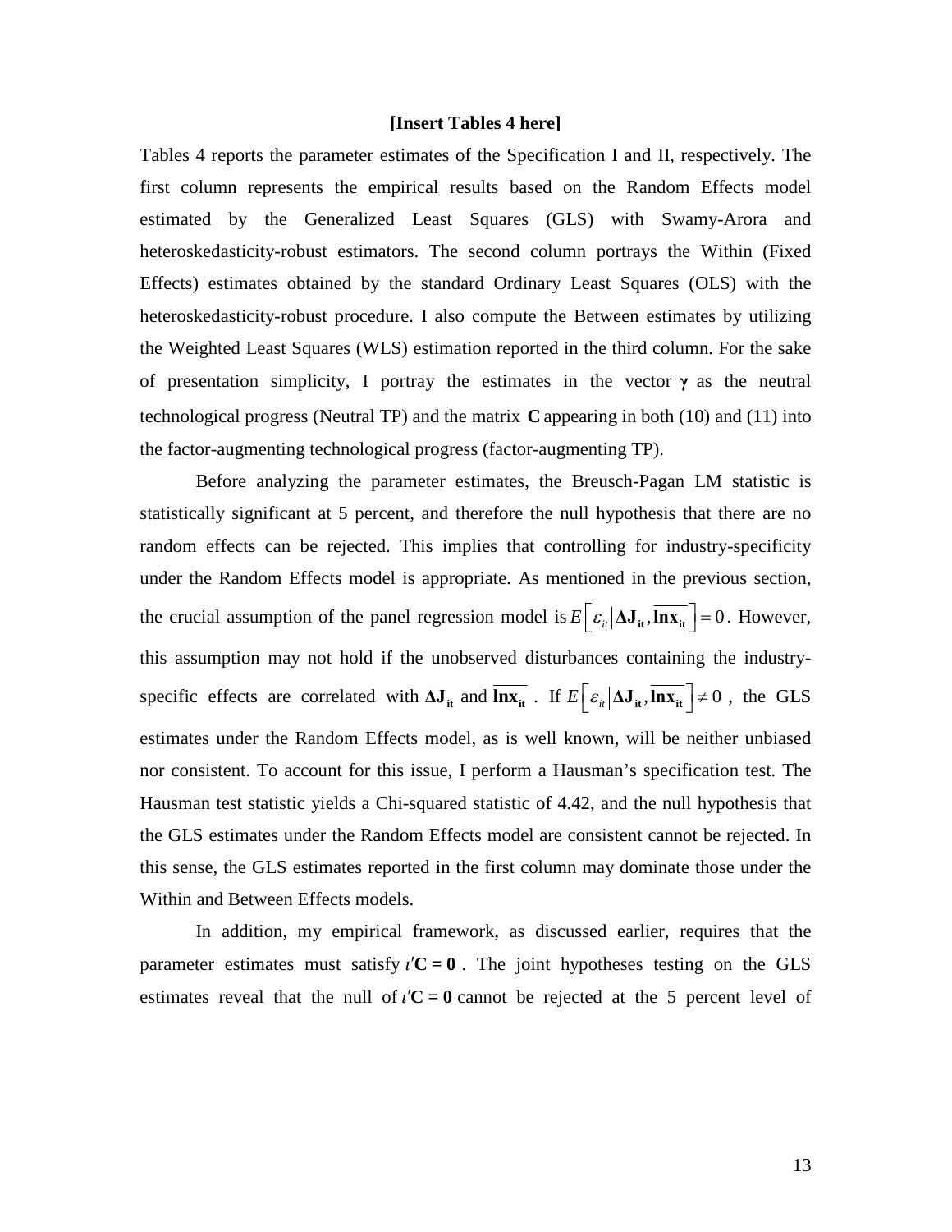**[Insert Tables 4 here]**

Tables 4 reports the parameter estimates of the Specification I and II, respectively. The first column represents the empirical results based on the Random Effects model estimated by the Generalized Least Squares (GLS) with Swamy-Arora and heteroskedasticity-robust estimators. The second column portrays the Within (Fixed Effects) estimates obtained by the standard Ordinary Least Squares (OLS) with the heteroskedasticity-robust procedure. I also compute the Between estimates by utilizing the Weighted Least Squares (WLS) estimation reported in the third column. For the sake of presentation simplicity, I portray the estimates in the vector $\boldsymbol{\gamma}$ as the neutral technological progress (Neutral TP) and the matrix $\mathbf{C}$ appearing in both (10) and (11) into the factor-augmenting technological progress (factor-augmenting TP).

Before analyzing the parameter estimates, the Breusch-Pagan LM statistic is statistically significant at 5 percent, and therefore the null hypothesis that there are no random effects can be rejected. This implies that controlling for industry-specificity under the Random Effects model is appropriate. As mentioned in the previous section, the crucial assumption of the panel regression model is $E\left[\varepsilon_{it} \middle| \Delta\mathbf{J}_{\mathbf{it}}, \overline{\mathbf{lnx}_{\mathbf{it}}}\right] = 0$. However, this assumption may not hold if the unobserved disturbances containing the industry-specific effects are correlated with $\Delta\mathbf{J}_{\mathbf{it}}$ and $\overline{\mathbf{lnx}_{\mathbf{it}}}$. If $E\left[\varepsilon_{it} \middle| \Delta\mathbf{J}_{\mathbf{it}}, \overline{\mathbf{lnx}_{\mathbf{it}}}\right] \neq 0$, the GLS estimates under the Random Effects model, as is well known, will be neither unbiased nor consistent. To account for this issue, I perform a Hausman's specification test. The Hausman test statistic yields a Chi-squared statistic of 4.42, and the null hypothesis that the GLS estimates under the Random Effects model are consistent cannot be rejected. In this sense, the GLS estimates reported in the first column may dominate those under the Within and Between Effects models.

In addition, my empirical framework, as discussed earlier, requires that the parameter estimates must satisfy $\iota'\mathbf{C} = \mathbf{0}$. The joint hypotheses testing on the GLS estimates reveal that the null of $\iota'\mathbf{C} = \mathbf{0}$ cannot be rejected at the 5 percent level of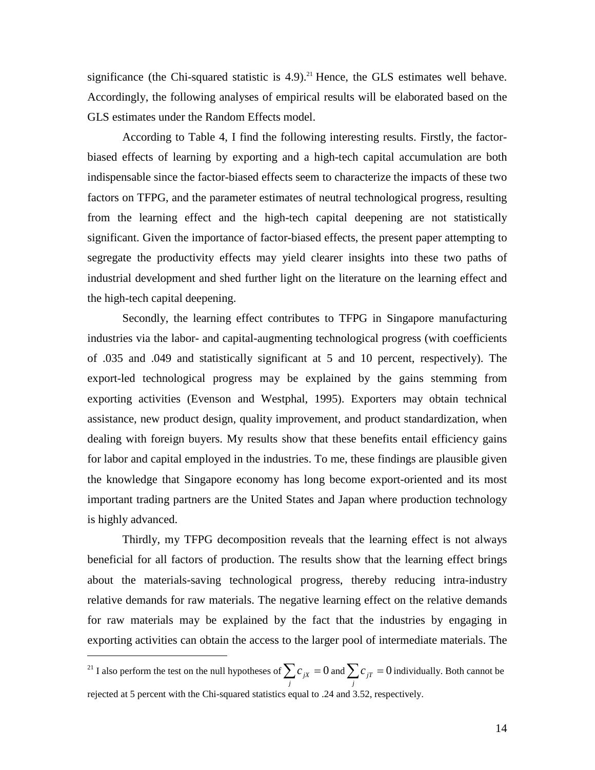significance (the Chi-squared statistic is 4.9).[21] Hence, the GLS estimates well behave. Accordingly, the following analyses of empirical results will be elaborated based on the GLS estimates under the Random Effects model.

According to Table 4, I find the following interesting results. Firstly, the factor-biased effects of learning by exporting and a high-tech capital accumulation are both indispensable since the factor-biased effects seem to characterize the impacts of these two factors on TFPG, and the parameter estimates of neutral technological progress, resulting from the learning effect and the high-tech capital deepening are not statistically significant. Given the importance of factor-biased effects, the present paper attempting to segregate the productivity effects may yield clearer insights into these two paths of industrial development and shed further light on the literature on the learning effect and the high-tech capital deepening.

Secondly, the learning effect contributes to TFPG in Singapore manufacturing industries via the labor- and capital-augmenting technological progress (with coefficients of .035 and .049 and statistically significant at 5 and 10 percent, respectively). The export-led technological progress may be explained by the gains stemming from exporting activities (Evenson and Westphal, 1995). Exporters may obtain technical assistance, new product design, quality improvement, and product standardization, when dealing with foreign buyers. My results show that these benefits entail efficiency gains for labor and capital employed in the industries. To me, these findings are plausible given the knowledge that Singapore economy has long become export-oriented and its most important trading partners are the United States and Japan where production technology is highly advanced.

Thirdly, my TFPG decomposition reveals that the learning effect is not always beneficial for all factors of production. The results show that the learning effect brings about the materials-saving technological progress, thereby reducing intra-industry relative demands for raw materials. The negative learning effect on the relative demands for raw materials may be explained by the fact that the industries by engaging in exporting activities can obtain the access to the larger pool of intermediate materials. The

---

[21] I also perform the test on the null hypotheses of $\sum_j c_{jX} = 0$ and $\sum_j c_{jT} = 0$ individually. Both cannot be rejected at 5 percent with the Chi-squared statistics equal to .24 and 3.52, respectively.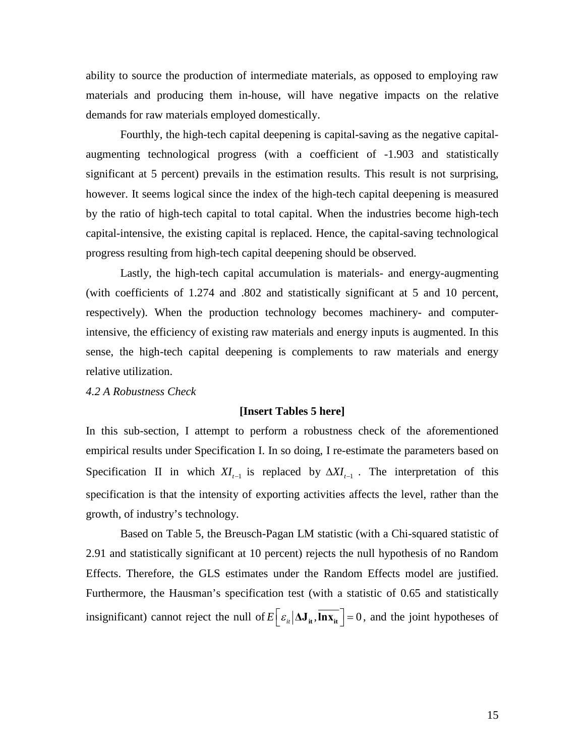ability to source the production of intermediate materials, as opposed to employing raw materials and producing them in-house, will have negative impacts on the relative demands for raw materials employed domestically.

Fourthly, the high-tech capital deepening is capital-saving as the negative capital-augmenting technological progress (with a coefficient of -1.903 and statistically significant at 5 percent) prevails in the estimation results. This result is not surprising, however. It seems logical since the index of the high-tech capital deepening is measured by the ratio of high-tech capital to total capital. When the industries become high-tech capital-intensive, the existing capital is replaced. Hence, the capital-saving technological progress resulting from high-tech capital deepening should be observed.

Lastly, the high-tech capital accumulation is materials- and energy-augmenting (with coefficients of 1.274 and .802 and statistically significant at 5 and 10 percent, respectively). When the production technology becomes machinery- and computer-intensive, the efficiency of existing raw materials and energy inputs is augmented. In this sense, the high-tech capital deepening is complements to raw materials and energy relative utilization.

*4.2 A Robustness Check*

**[Insert Tables 5 here]**

In this sub-section, I attempt to perform a robustness check of the aforementioned empirical results under Specification I. In so doing, I re-estimate the parameters based on Specification II in which $XI_{t-1}$ is replaced by $\Delta XI_{t-1}$. The interpretation of this specification is that the intensity of exporting activities affects the level, rather than the growth, of industry's technology.

Based on Table 5, the Breusch-Pagan LM statistic (with a Chi-squared statistic of 2.91 and statistically significant at 10 percent) rejects the null hypothesis of no Random Effects. Therefore, the GLS estimates under the Random Effects model are justified. Furthermore, the Hausman's specification test (with a statistic of 0.65 and statistically insignificant) cannot reject the null of $E\left[\varepsilon_{it} \middle| \mathbf{\Delta J_{it}}, \overline{\mathbf{lnx_{it}}}\right] = 0$, and the joint hypotheses of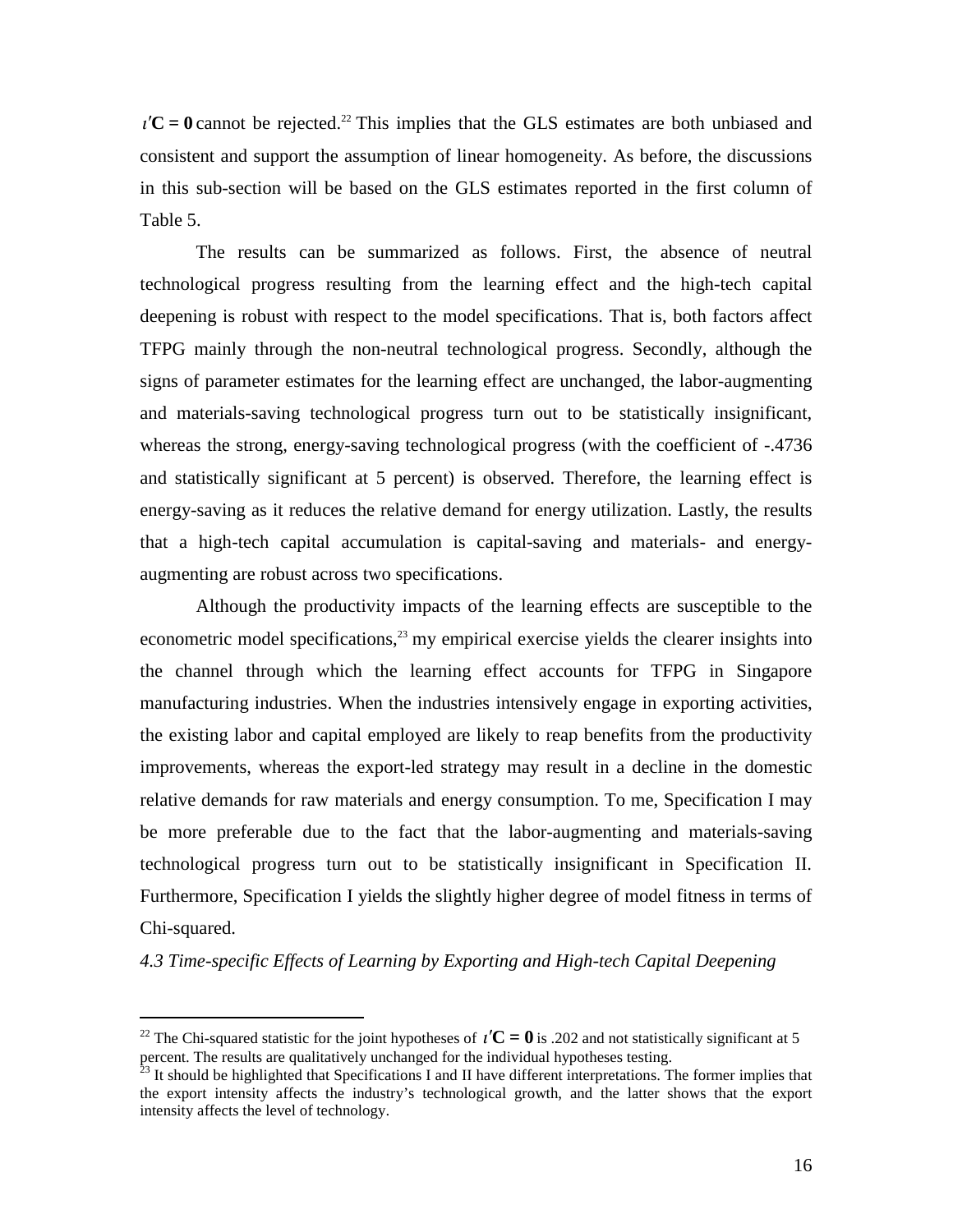$\iota'\mathbf{C} = \mathbf{0}$ cannot be rejected.[22] This implies that the GLS estimates are both unbiased and consistent and support the assumption of linear homogeneity. As before, the discussions in this sub-section will be based on the GLS estimates reported in the first column of Table 5.

The results can be summarized as follows. First, the absence of neutral technological progress resulting from the learning effect and the high-tech capital deepening is robust with respect to the model specifications. That is, both factors affect TFPG mainly through the non-neutral technological progress. Secondly, although the signs of parameter estimates for the learning effect are unchanged, the labor-augmenting and materials-saving technological progress turn out to be statistically insignificant, whereas the strong, energy-saving technological progress (with the coefficient of -.4736 and statistically significant at 5 percent) is observed. Therefore, the learning effect is energy-saving as it reduces the relative demand for energy utilization. Lastly, the results that a high-tech capital accumulation is capital-saving and materials- and energy-augmenting are robust across two specifications.

Although the productivity impacts of the learning effects are susceptible to the econometric model specifications,[23] my empirical exercise yields the clearer insights into the channel through which the learning effect accounts for TFPG in Singapore manufacturing industries. When the industries intensively engage in exporting activities, the existing labor and capital employed are likely to reap benefits from the productivity improvements, whereas the export-led strategy may result in a decline in the domestic relative demands for raw materials and energy consumption. To me, Specification I may be more preferable due to the fact that the labor-augmenting and materials-saving technological progress turn out to be statistically insignificant in Specification II. Furthermore, Specification I yields the slightly higher degree of model fitness in terms of Chi-squared.

*4.3 Time-specific Effects of Learning by Exporting and High-tech Capital Deepening*

---

[22] The Chi-squared statistic for the joint hypotheses of $\iota'\mathbf{C} = \mathbf{0}$ is .202 and not statistically significant at 5 percent. The results are qualitatively unchanged for the individual hypotheses testing.

[23] It should be highlighted that Specifications I and II have different interpretations. The former implies that the export intensity affects the industry's technological growth, and the latter shows that the export intensity affects the level of technology.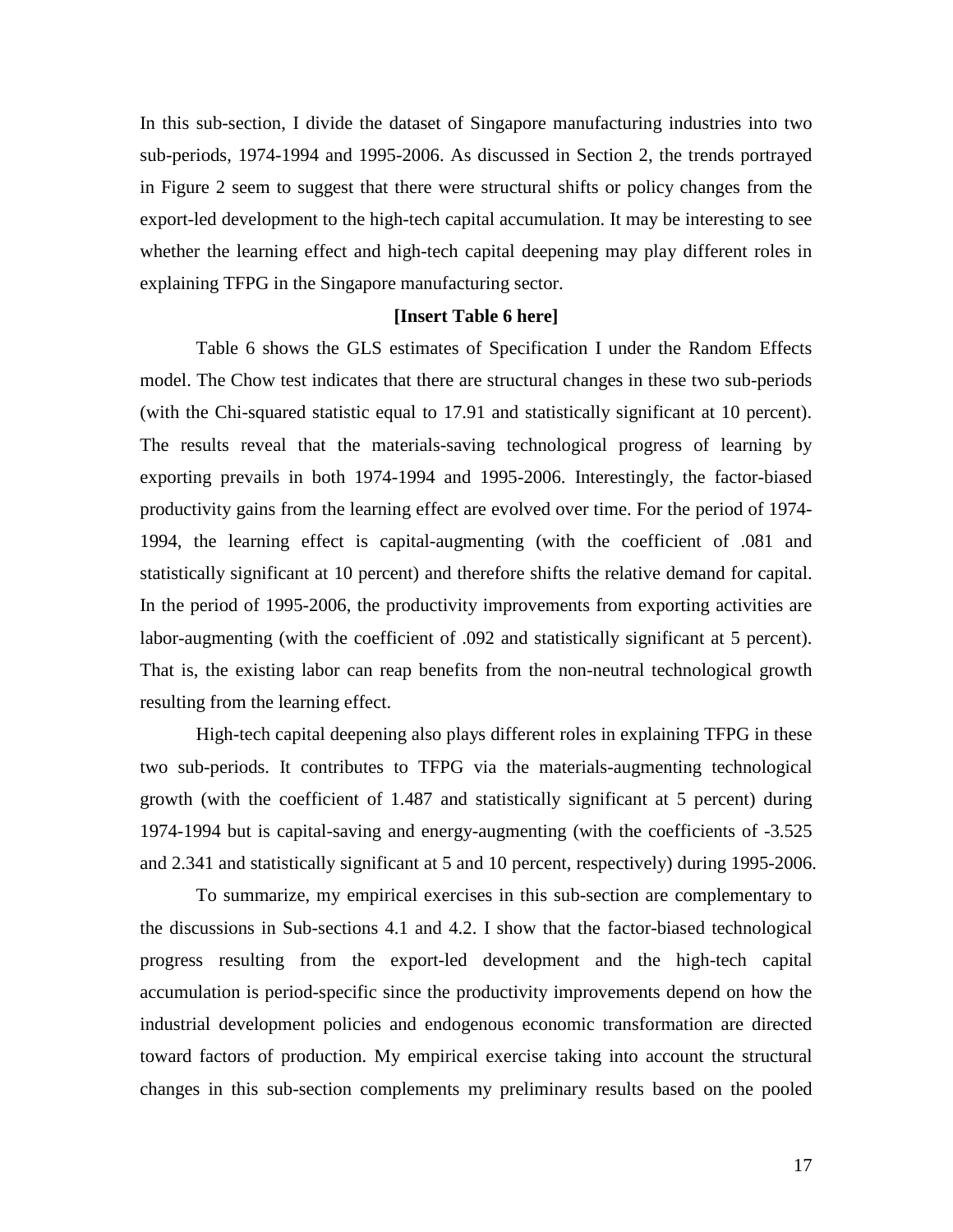In this sub-section, I divide the dataset of Singapore manufacturing industries into two sub-periods, 1974-1994 and 1995-2006. As discussed in Section 2, the trends portrayed in Figure 2 seem to suggest that there were structural shifts or policy changes from the export-led development to the high-tech capital accumulation. It may be interesting to see whether the learning effect and high-tech capital deepening may play different roles in explaining TFPG in the Singapore manufacturing sector.

**[Insert Table 6 here]**

Table 6 shows the GLS estimates of Specification I under the Random Effects model. The Chow test indicates that there are structural changes in these two sub-periods (with the Chi-squared statistic equal to 17.91 and statistically significant at 10 percent). The results reveal that the materials-saving technological progress of learning by exporting prevails in both 1974-1994 and 1995-2006. Interestingly, the factor-biased productivity gains from the learning effect are evolved over time. For the period of 1974-1994, the learning effect is capital-augmenting (with the coefficient of .081 and statistically significant at 10 percent) and therefore shifts the relative demand for capital. In the period of 1995-2006, the productivity improvements from exporting activities are labor-augmenting (with the coefficient of .092 and statistically significant at 5 percent). That is, the existing labor can reap benefits from the non-neutral technological growth resulting from the learning effect.

High-tech capital deepening also plays different roles in explaining TFPG in these two sub-periods. It contributes to TFPG via the materials-augmenting technological growth (with the coefficient of 1.487 and statistically significant at 5 percent) during 1974-1994 but is capital-saving and energy-augmenting (with the coefficients of -3.525 and 2.341 and statistically significant at 5 and 10 percent, respectively) during 1995-2006.

To summarize, my empirical exercises in this sub-section are complementary to the discussions in Sub-sections 4.1 and 4.2. I show that the factor-biased technological progress resulting from the export-led development and the high-tech capital accumulation is period-specific since the productivity improvements depend on how the industrial development policies and endogenous economic transformation are directed toward factors of production. My empirical exercise taking into account the structural changes in this sub-section complements my preliminary results based on the pooled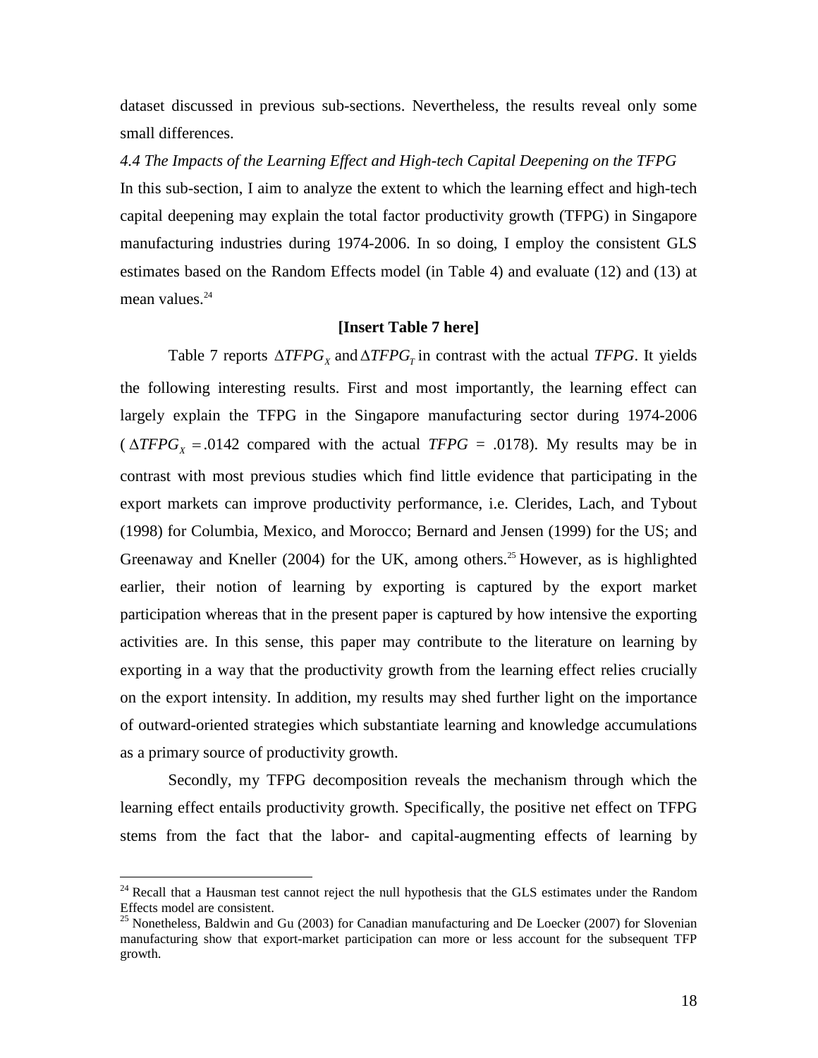dataset discussed in previous sub-sections. Nevertheless, the results reveal only some small differences.

*4.4 The Impacts of the Learning Effect and High-tech Capital Deepening on the TFPG*

In this sub-section, I aim to analyze the extent to which the learning effect and high-tech capital deepening may explain the total factor productivity growth (TFPG) in Singapore manufacturing industries during 1974-2006. In so doing, I employ the consistent GLS estimates based on the Random Effects model (in Table 4) and evaluate (12) and (13) at mean values.[24]

**[Insert Table 7 here]**

Table 7 reports $\Delta TFPG_X$ and $\Delta TFPG_T$ in contrast with the actual *TFPG*. It yields the following interesting results. First and most importantly, the learning effect can largely explain the TFPG in the Singapore manufacturing sector during 1974-2006 ( $\Delta TFPG_X = .0142$ compared with the actual *TFPG* = .0178). My results may be in contrast with most previous studies which find little evidence that participating in the export markets can improve productivity performance, i.e. Clerides, Lach, and Tybout (1998) for Columbia, Mexico, and Morocco; Bernard and Jensen (1999) for the US; and Greenaway and Kneller (2004) for the UK, among others.[25] However, as is highlighted earlier, their notion of learning by exporting is captured by the export market participation whereas that in the present paper is captured by how intensive the exporting activities are. In this sense, this paper may contribute to the literature on learning by exporting in a way that the productivity growth from the learning effect relies crucially on the export intensity. In addition, my results may shed further light on the importance of outward-oriented strategies which substantiate learning and knowledge accumulations as a primary source of productivity growth.

Secondly, my TFPG decomposition reveals the mechanism through which the learning effect entails productivity growth. Specifically, the positive net effect on TFPG stems from the fact that the labor- and capital-augmenting effects of learning by

[24] Recall that a Hausman test cannot reject the null hypothesis that the GLS estimates under the Random Effects model are consistent.

[25] Nonetheless, Baldwin and Gu (2003) for Canadian manufacturing and De Loecker (2007) for Slovenian manufacturing show that export-market participation can more or less account for the subsequent TFP growth.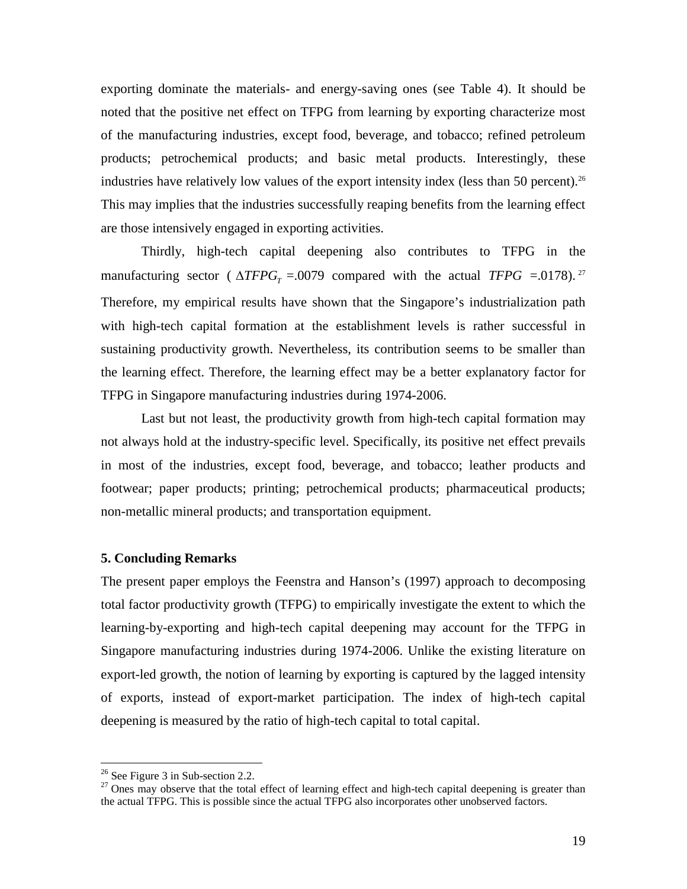exporting dominate the materials- and energy-saving ones (see Table 4). It should be noted that the positive net effect on TFPG from learning by exporting characterize most of the manufacturing industries, except food, beverage, and tobacco; refined petroleum products; petrochemical products; and basic metal products. Interestingly, these industries have relatively low values of the export intensity index (less than 50 percent).[26] This may implies that the industries successfully reaping benefits from the learning effect are those intensively engaged in exporting activities.

Thirdly, high-tech capital deepening also contributes to TFPG in the manufacturing sector ( $\Delta TFPG_T$ =.0079 compared with the actual $TFPG$ =.0178).[27] Therefore, my empirical results have shown that the Singapore's industrialization path with high-tech capital formation at the establishment levels is rather successful in sustaining productivity growth. Nevertheless, its contribution seems to be smaller than the learning effect. Therefore, the learning effect may be a better explanatory factor for TFPG in Singapore manufacturing industries during 1974-2006.

Last but not least, the productivity growth from high-tech capital formation may not always hold at the industry-specific level. Specifically, its positive net effect prevails in most of the industries, except food, beverage, and tobacco; leather products and footwear; paper products; printing; petrochemical products; pharmaceutical products; non-metallic mineral products; and transportation equipment.

### 5. Concluding Remarks

The present paper employs the Feenstra and Hanson's (1997) approach to decomposing total factor productivity growth (TFPG) to empirically investigate the extent to which the learning-by-exporting and high-tech capital deepening may account for the TFPG in Singapore manufacturing industries during 1974-2006. Unlike the existing literature on export-led growth, the notion of learning by exporting is captured by the lagged intensity of exports, instead of export-market participation. The index of high-tech capital deepening is measured by the ratio of high-tech capital to total capital.

[26] See Figure 3 in Sub-section 2.2.

[27] Ones may observe that the total effect of learning effect and high-tech capital deepening is greater than the actual TFPG. This is possible since the actual TFPG also incorporates other unobserved factors.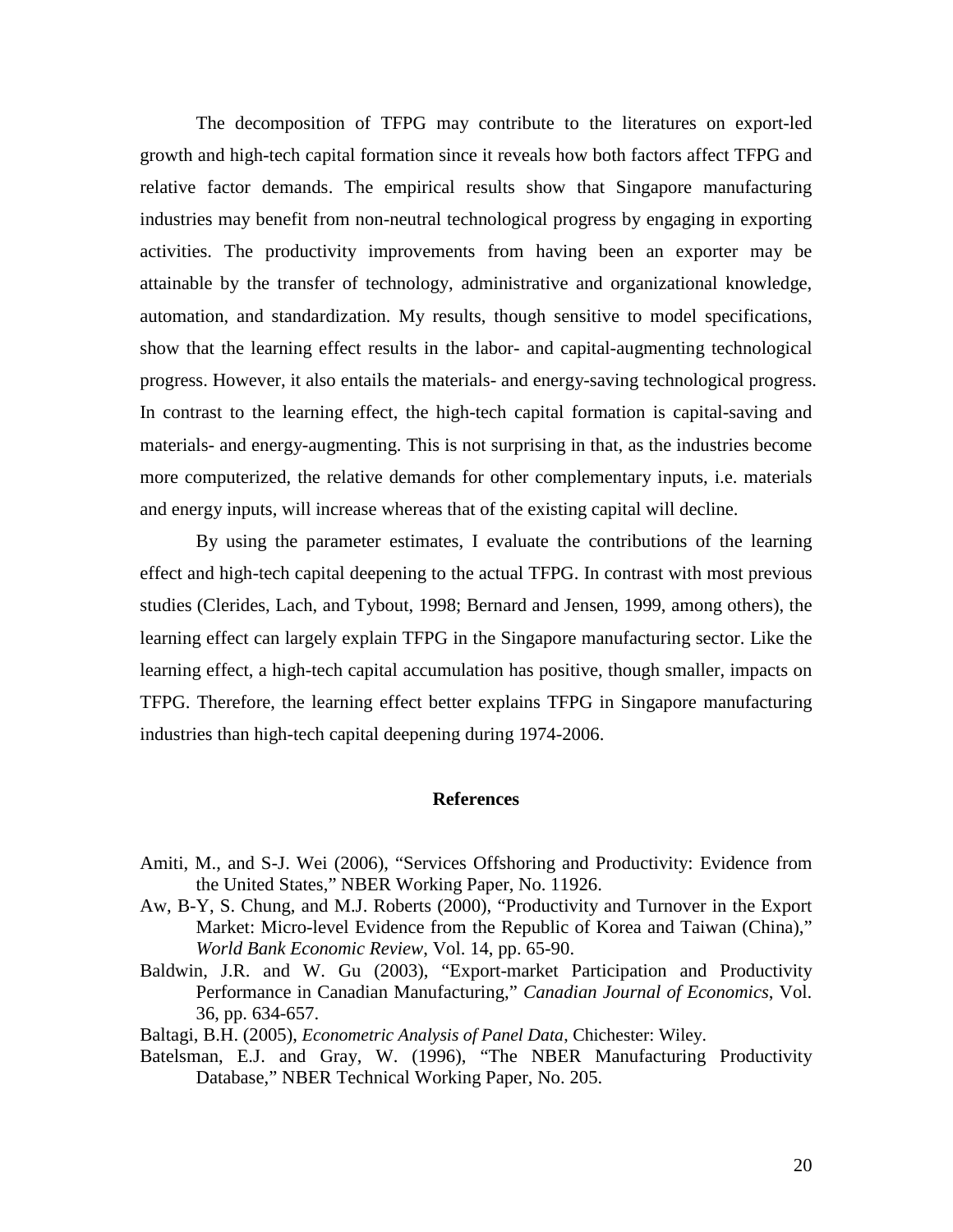The decomposition of TFPG may contribute to the literatures on export-led growth and high-tech capital formation since it reveals how both factors affect TFPG and relative factor demands. The empirical results show that Singapore manufacturing industries may benefit from non-neutral technological progress by engaging in exporting activities. The productivity improvements from having been an exporter may be attainable by the transfer of technology, administrative and organizational knowledge, automation, and standardization. My results, though sensitive to model specifications, show that the learning effect results in the labor- and capital-augmenting technological progress. However, it also entails the materials- and energy-saving technological progress. In contrast to the learning effect, the high-tech capital formation is capital-saving and materials- and energy-augmenting. This is not surprising in that, as the industries become more computerized, the relative demands for other complementary inputs, i.e. materials and energy inputs, will increase whereas that of the existing capital will decline.

By using the parameter estimates, I evaluate the contributions of the learning effect and high-tech capital deepening to the actual TFPG. In contrast with most previous studies (Clerides, Lach, and Tybout, 1998; Bernard and Jensen, 1999, among others), the learning effect can largely explain TFPG in the Singapore manufacturing sector. Like the learning effect, a high-tech capital accumulation has positive, though smaller, impacts on TFPG. Therefore, the learning effect better explains TFPG in Singapore manufacturing industries than high-tech capital deepening during 1974-2006.

## References

Amiti, M., and S-J. Wei (2006), "Services Offshoring and Productivity: Evidence from the United States," NBER Working Paper, No. 11926.

Aw, B-Y, S. Chung, and M.J. Roberts (2000), "Productivity and Turnover in the Export Market: Micro-level Evidence from the Republic of Korea and Taiwan (China)," *World Bank Economic Review*, Vol. 14, pp. 65-90.

Baldwin, J.R. and W. Gu (2003), "Export-market Participation and Productivity Performance in Canadian Manufacturing," *Canadian Journal of Economics*, Vol. 36, pp. 634-657.

Baltagi, B.H. (2005), *Econometric Analysis of Panel Data*, Chichester: Wiley.

Batelsman, E.J. and Gray, W. (1996), "The NBER Manufacturing Productivity Database," NBER Technical Working Paper, No. 205.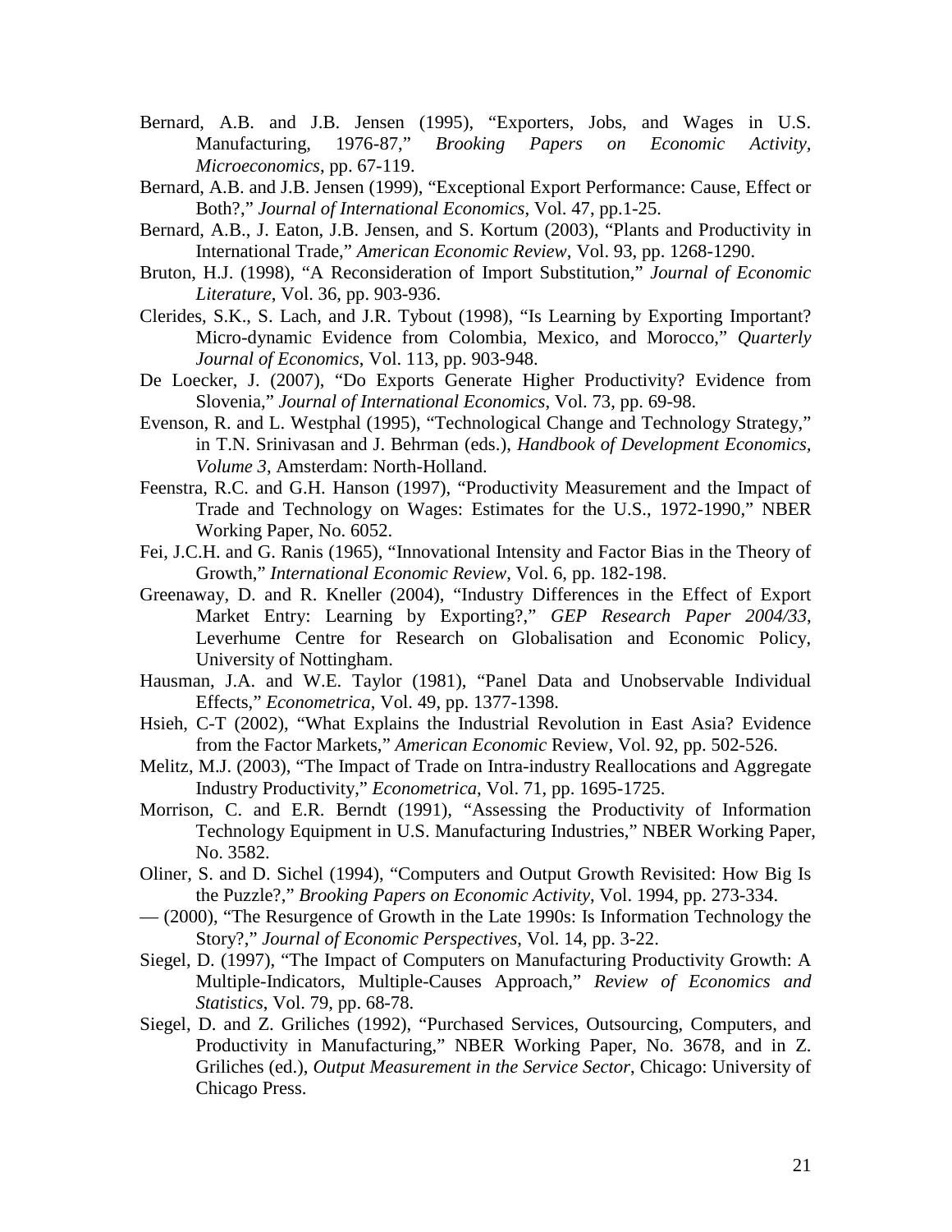Bernard, A.B. and J.B. Jensen (1995), "Exporters, Jobs, and Wages in U.S. Manufacturing, 1976-87," *Brooking Papers on Economic Activity, Microeconomics*, pp. 67-119.

Bernard, A.B. and J.B. Jensen (1999), "Exceptional Export Performance: Cause, Effect or Both?," *Journal of International Economics*, Vol. 47, pp.1-25.

Bernard, A.B., J. Eaton, J.B. Jensen, and S. Kortum (2003), "Plants and Productivity in International Trade," *American Economic Review*, Vol. 93, pp. 1268-1290.

Bruton, H.J. (1998), "A Reconsideration of Import Substitution," *Journal of Economic Literature*, Vol. 36, pp. 903-936.

Clerides, S.K., S. Lach, and J.R. Tybout (1998), "Is Learning by Exporting Important? Micro-dynamic Evidence from Colombia, Mexico, and Morocco," *Quarterly Journal of Economics*, Vol. 113, pp. 903-948.

De Loecker, J. (2007), "Do Exports Generate Higher Productivity? Evidence from Slovenia," *Journal of International Economics*, Vol. 73, pp. 69-98.

Evenson, R. and L. Westphal (1995), "Technological Change and Technology Strategy," in T.N. Srinivasan and J. Behrman (eds.), *Handbook of Development Economics, Volume 3*, Amsterdam: North-Holland.

Feenstra, R.C. and G.H. Hanson (1997), "Productivity Measurement and the Impact of Trade and Technology on Wages: Estimates for the U.S., 1972-1990," NBER Working Paper, No. 6052.

Fei, J.C.H. and G. Ranis (1965), "Innovational Intensity and Factor Bias in the Theory of Growth," *International Economic Review*, Vol. 6, pp. 182-198.

Greenaway, D. and R. Kneller (2004), "Industry Differences in the Effect of Export Market Entry: Learning by Exporting?," *GEP Research Paper 2004/33*, Leverhume Centre for Research on Globalisation and Economic Policy, University of Nottingham.

Hausman, J.A. and W.E. Taylor (1981), "Panel Data and Unobservable Individual Effects," *Econometrica*, Vol. 49, pp. 1377-1398.

Hsieh, C-T (2002), "What Explains the Industrial Revolution in East Asia? Evidence from the Factor Markets," *American Economic* Review, Vol. 92, pp. 502-526.

Melitz, M.J. (2003), "The Impact of Trade on Intra-industry Reallocations and Aggregate Industry Productivity," *Econometrica*, Vol. 71, pp. 1695-1725.

Morrison, C. and E.R. Berndt (1991), "Assessing the Productivity of Information Technology Equipment in U.S. Manufacturing Industries," NBER Working Paper, No. 3582.

Oliner, S. and D. Sichel (1994), "Computers and Output Growth Revisited: How Big Is the Puzzle?," *Brooking Papers on Economic Activity*, Vol. 1994, pp. 273-334.

— (2000), "The Resurgence of Growth in the Late 1990s: Is Information Technology the Story?," *Journal of Economic Perspectives*, Vol. 14, pp. 3-22.

Siegel, D. (1997), "The Impact of Computers on Manufacturing Productivity Growth: A Multiple-Indicators, Multiple-Causes Approach," *Review of Economics and Statistics*, Vol. 79, pp. 68-78.

Siegel, D. and Z. Griliches (1992), "Purchased Services, Outsourcing, Computers, and Productivity in Manufacturing," NBER Working Paper, No. 3678, and in Z. Griliches (ed.), *Output Measurement in the Service Sector*, Chicago: University of Chicago Press.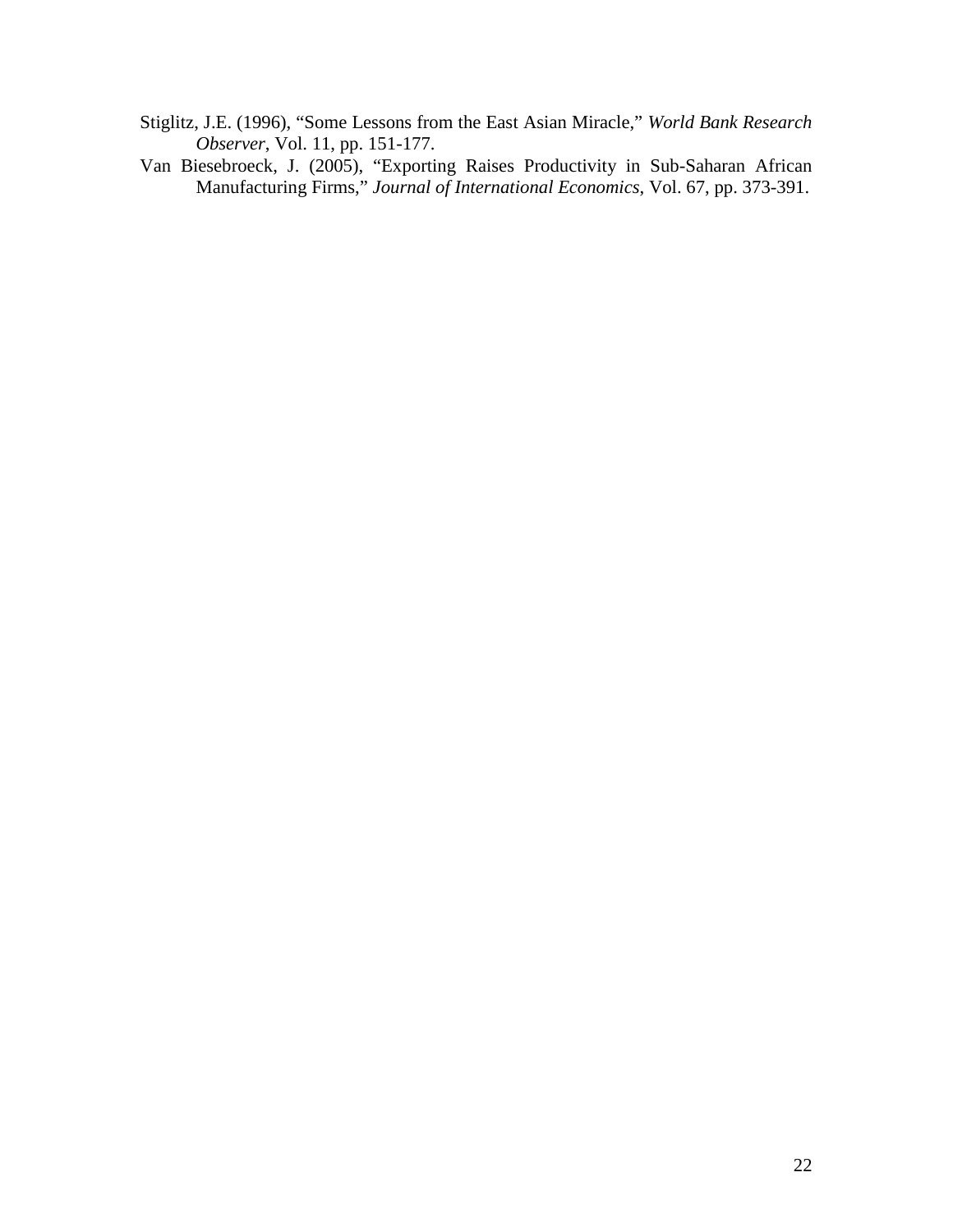Stiglitz, J.E. (1996), “Some Lessons from the East Asian Miracle,” *World Bank Research Observer*, Vol. 11, pp. 151-177.

Van Biesebroeck, J. (2005), “Exporting Raises Productivity in Sub-Saharan African Manufacturing Firms,” *Journal of International Economics*, Vol. 67, pp. 373-391.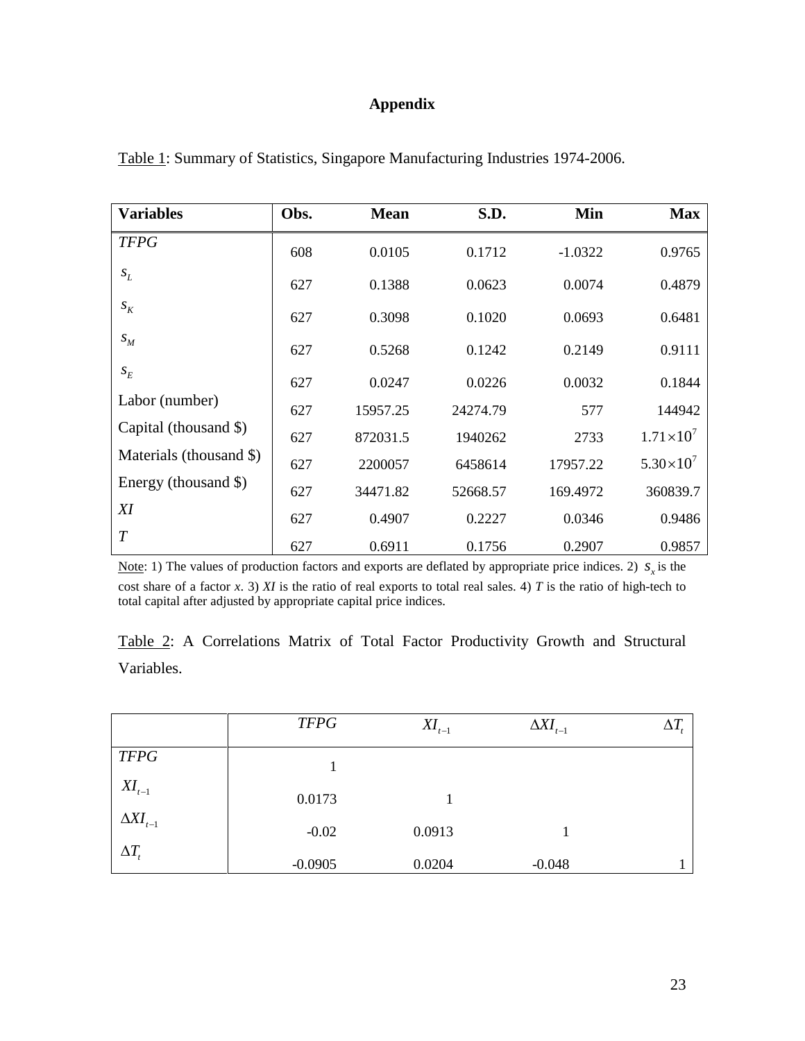# Appendix

Table 1: Summary of Statistics, Singapore Manufacturing Industries 1974-2006.

| Variables | Obs. | Mean | S.D. | Min | Max |
|---|---|---|---|---|---|
| *TFPG* | 608 | 0.0105 | 0.1712 | -1.0322 | 0.9765 |
| $s_L$ | 627 | 0.1388 | 0.0623 | 0.0074 | 0.4879 |
| $s_K$ | 627 | 0.3098 | 0.1020 | 0.0693 | 0.6481 |
| $s_M$ | 627 | 0.5268 | 0.1242 | 0.2149 | 0.9111 |
| $s_E$ | 627 | 0.0247 | 0.0226 | 0.0032 | 0.1844 |
| Labor (number) | 627 | 15957.25 | 24274.79 | 577 | 144942 |
| Capital (thousand $) | 627 | 872031.5 | 1940262 | 2733 | $1.71\times10^7$ |
| Materials (thousand $) | 627 | 2200057 | 6458614 | 17957.22 | $5.30\times10^7$ |
| Energy (thousand $) | 627 | 34471.82 | 52668.57 | 169.4972 | 360839.7 |
| *XI* | 627 | 0.4907 | 0.2227 | 0.0346 | 0.9486 |
| *T* | 627 | 0.6911 | 0.1756 | 0.2907 | 0.9857 |

Note: 1) The values of production factors and exports are deflated by appropriate price indices. 2) $s_x$ is the cost share of a factor *x*. 3) *XI* is the ratio of real exports to total real sales. 4) *T* is the ratio of high-tech to total capital after adjusted by appropriate capital price indices.

Table 2: A Correlations Matrix of Total Factor Productivity Growth and Structural Variables.

| | *TFPG* | $XI_{t-1}$ | $\Delta XI_{t-1}$ | $\Delta T_t$ |
|---|---|---|---|---|
| *TFPG* | 1 | | | |
| $XI_{t-1}$ | 0.0173 | 1 | | |
| $\Delta XI_{t-1}$ | -0.02 | 0.0913 | 1 | |
| $\Delta T_t$ | -0.0905 | 0.0204 | -0.048 | 1 |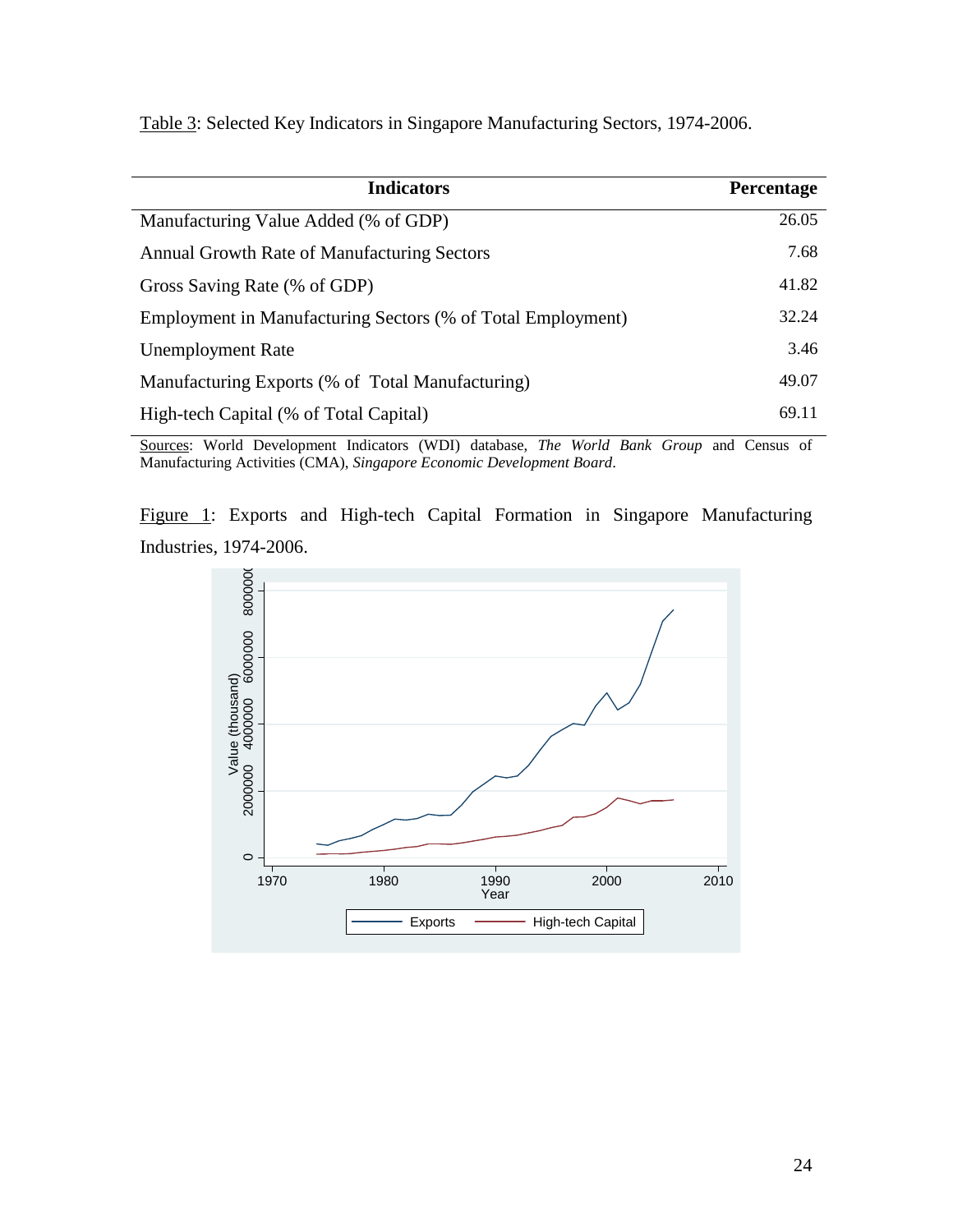Table 3: Selected Key Indicators in Singapore Manufacturing Sectors, 1974-2006.

| Indicators | Percentage |
|---|---|
| Manufacturing Value Added (% of GDP) | 26.05 |
| Annual Growth Rate of Manufacturing Sectors | 7.68 |
| Gross Saving Rate (% of GDP) | 41.82 |
| Employment in Manufacturing Sectors (% of Total Employment) | 32.24 |
| Unemployment Rate | 3.46 |
| Manufacturing Exports (% of Total Manufacturing) | 49.07 |
| High-tech Capital (% of Total Capital) | 69.11 |

Sources: World Development Indicators (WDI) database, *The World Bank Group* and Census of Manufacturing Activities (CMA), *Singapore Economic Development Board*.

Figure 1: Exports and High-tech Capital Formation in Singapore Manufacturing Industries, 1974-2006.

Value (thousand)
0
2000000
4000000
6000000
8000000
1970
1980
1990
2000
2010
Year
Exports
High-tech Capital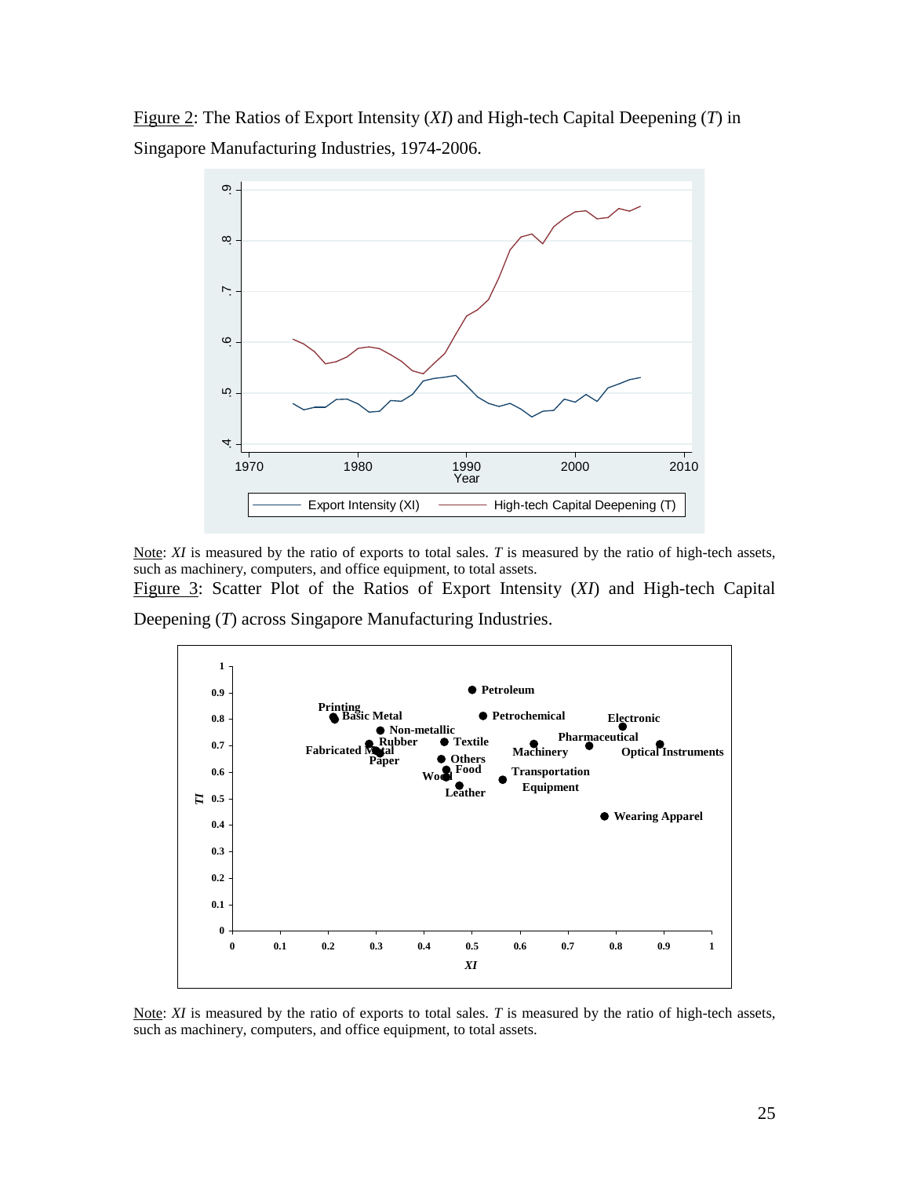Figure 2: The Ratios of Export Intensity (*XI*) and High-tech Capital Deepening (*T*) in Singapore Manufacturing Industries, 1974-2006.

.9
.8
.7
.6
.5
.4

1970
1980
1990
2000
2010
Year

Export Intensity (XI)
High-tech Capital Deepening (T)

Note: *XI* is measured by the ratio of exports to total sales. *T* is measured by the ratio of high-tech assets, such as machinery, computers, and office equipment, to total assets.

Figure 3: Scatter Plot of the Ratios of Export Intensity (*XI*) and High-tech Capital Deepening (*T*) across Singapore Manufacturing Industries.

*TI*

1
0.9
0.8
0.7
0.6
0.5
0.4
0.3
0.2
0.1
0

0
0.1
0.2
0.3
0.4
0.5
0.6
0.7
0.8
0.9
1

*XI*

Petroleum
Printing
Basic Metal
Petrochemical
Electronic
Non-metallic
Pharmaceutical
Rubber
Textile
Fabricated Metal
Machinery
Optical Instruments
Paper
Others
Food
Transportation
Wood
Equipment
Leather
Wearing Apparel

Note: *XI* is measured by the ratio of exports to total sales. *T* is measured by the ratio of high-tech assets, such as machinery, computers, and office equipment, to total assets.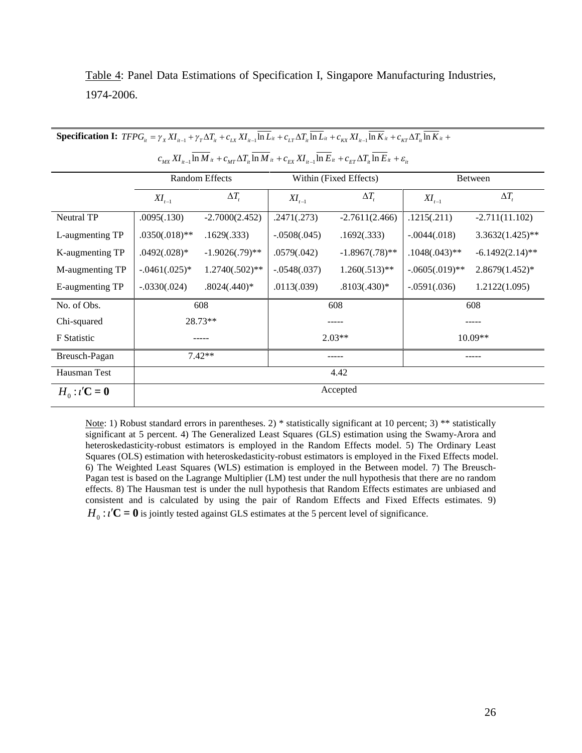Table 4: Panel Data Estimations of Specification I, Singapore Manufacturing Industries, 1974-2006.

**Specification I:** $TFPG_{it} = \gamma_X XI_{it-1} + \gamma_T \Delta T_{it} + c_{LX} XI_{it-1}\overline{\ln L}_{it} + c_{LT}\Delta T_{it}\overline{\ln L}_{it} + c_{KX} XI_{it-1}\overline{\ln K}_{it} + c_{KT}\Delta T_{it}\overline{\ln K}_{it} +$
$c_{MX} XI_{it-1}\overline{\ln M}_{it} + c_{MT}\Delta T_{it}\overline{\ln M}_{it} + c_{EX} XI_{it-1}\overline{\ln E}_{it} + c_{ET}\Delta T_{it}\overline{\ln E}_{it} + \varepsilon_{it}$

| | Random Effects | | Within (Fixed Effects) | | Between | |
|---|---|---|---|---|---|---|
| | $XI_{t-1}$ | $\Delta T_t$ | $XI_{t-1}$ | $\Delta T_t$ | $XI_{t-1}$ | $\Delta T_t$ |
| Neutral TP | .0095(.130) | -2.7000(2.452) | .2471(.273) | -2.7611(2.466) | .1215(.211) | -2.711(11.102) |
| L-augmenting TP | .0350(.018)** | .1629(.333) | -.0508(.045) | .1692(.333) | -.0044(.018) | 3.3632(1.425)** |
| K-augmenting TP | .0492(.028)* | -1.9026(.79)** | .0579(.042) | -1.8967(.78)** | .1048(.043)** | -6.1492(2.14)** |
| M-augmenting TP | -.0461(.025)* | 1.2740(.502)** | -.0548(.037) | 1.260(.513)** | -.0605(.019)** | 2.8679(1.452)* |
| E-augmenting TP | -.0330(.024) | .8024(.440)* | .0113(.039) | .8103(.430)* | -.0591(.036) | 1.2122(1.095) |
| No. of Obs. | 608 | | 608 | | 608 | |
| Chi-squared | 28.73** | | ----- | | ----- | |
| F Statistic | ----- | | 2.03** | | 10.09** | |
| Breusch-Pagan | 7.42** | | ----- | | ----- | |
| Hausman Test | 4.42 | | | | | |
| $H_0 : \iota'\mathbf{C} = \mathbf{0}$ | Accepted | | | | | |

Note: 1) Robust standard errors in parentheses. 2) * statistically significant at 10 percent; 3) ** statistically significant at 5 percent. 4) The Generalized Least Squares (GLS) estimation using the Swamy-Arora and heteroskedasticity-robust estimators is employed in the Random Effects model. 5) The Ordinary Least Squares (OLS) estimation with heteroskedasticity-robust estimators is employed in the Fixed Effects model. 6) The Weighted Least Squares (WLS) estimation is employed in the Between model. 7) The Breusch-Pagan test is based on the Lagrange Multiplier (LM) test under the null hypothesis that there are no random effects. 8) The Hausman test is under the null hypothesis that Random Effects estimates are unbiased and consistent and is calculated by using the pair of Random Effects and Fixed Effects estimates. 9) $H_0 : \iota'\mathbf{C} = \mathbf{0}$ is jointly tested against GLS estimates at the 5 percent level of significance.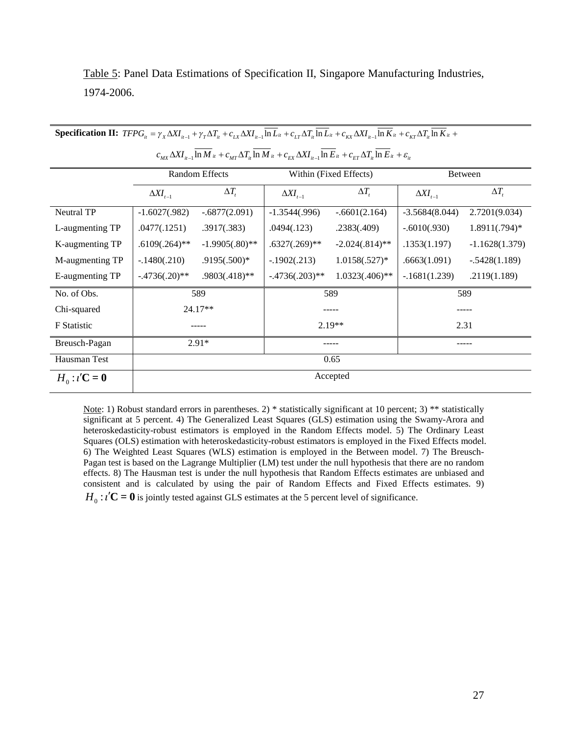Table 5: Panel Data Estimations of Specification II, Singapore Manufacturing Industries, 1974-2006.

**Specification II:** $TFPG_{it} = \gamma_X \Delta XI_{it-1} + \gamma_T \Delta T_{it} + c_{LX} \Delta XI_{it-1} \overline{\ln L}_{it} + c_{LT} \Delta T_{it} \overline{\ln L}_{it} + c_{KX} \Delta XI_{it-1} \overline{\ln K}_{it} + c_{KT} \Delta T_{it} \overline{\ln K}_{it} +$

$c_{MX} \Delta XI_{it-1} \overline{\ln M}_{it} + c_{MT} \Delta T_{it} \overline{\ln M}_{it} + c_{EX} \Delta XI_{it-1} \overline{\ln E}_{it} + c_{ET} \Delta T_{it} \overline{\ln E}_{it} + \varepsilon_{it}$

| | Random Effects | | Within (Fixed Effects) | | Between | |
|---|---|---|---|---|---|---|
| | $\Delta XI_{t-1}$ | $\Delta T_t$ | $\Delta XI_{t-1}$ | $\Delta T_t$ | $\Delta XI_{t-1}$ | $\Delta T_t$ |
| Neutral TP | -1.6027(.982) | -.6877(2.091) | -1.3544(.996) | -.6601(2.164) | -3.5684(8.044) | 2.7201(9.034) |
| L-augmenting TP | .0477(.1251) | .3917(.383) | .0494(.123) | .2383(.409) | -.6010(.930) | 1.8911(.794)* |
| K-augmenting TP | .6109(.264)** | -1.9905(.80)** | .6327(.269)** | -2.024(.814)** | .1353(1.197) | -1.1628(1.379) |
| M-augmenting TP | -.1480(.210) | .9195(.500)* | -.1902(.213) | 1.0158(.527)* | .6663(1.091) | -.5428(1.189) |
| E-augmenting TP | -.4736(.20)** | .9803(.418)** | -.4736(.203)** | 1.0323(.406)** | -.1681(1.239) | .2119(1.189) |
| No. of Obs. | 589 | | 589 | | 589 | |
| Chi-squared | 24.17** | | ----- | | ----- | |
| F Statistic | ----- | | 2.19** | | 2.31 | |
| Breusch-Pagan | 2.91* | | ----- | | ----- | |
| Hausman Test | 0.65 | | | | | |
| $H_0 : \iota'\mathbf{C} = \mathbf{0}$ | Accepted | | | | | |

Note: 1) Robust standard errors in parentheses. 2) * statistically significant at 10 percent; 3) ** statistically significant at 5 percent. 4) The Generalized Least Squares (GLS) estimation using the Swamy-Arora and heteroskedasticity-robust estimators is employed in the Random Effects model. 5) The Ordinary Least Squares (OLS) estimation with heteroskedasticity-robust estimators is employed in the Fixed Effects model. 6) The Weighted Least Squares (WLS) estimation is employed in the Between model. 7) The Breusch-Pagan test is based on the Lagrange Multiplier (LM) test under the null hypothesis that there are no random effects. 8) The Hausman test is under the null hypothesis that Random Effects estimates are unbiased and consistent and is calculated by using the pair of Random Effects and Fixed Effects estimates. 9) $H_0 : \iota'\mathbf{C} = \mathbf{0}$ is jointly tested against GLS estimates at the 5 percent level of significance.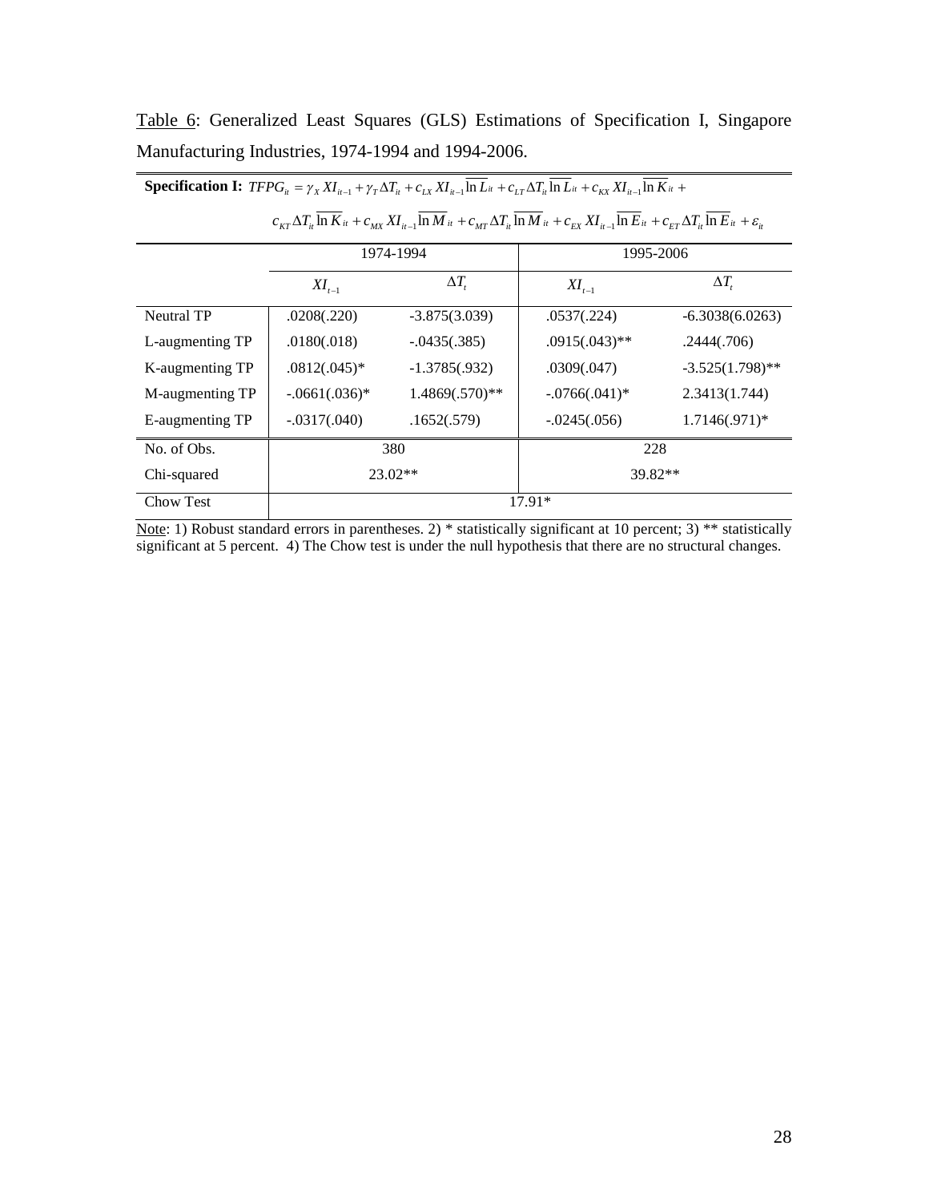Table 6: Generalized Least Squares (GLS) Estimations of Specification I, Singapore Manufacturing Industries, 1974-1994 and 1994-2006.

**Specification I:** $TFPG_{it} = \gamma_X XI_{it-1} + \gamma_T \Delta T_{it} + c_{LX} XI_{it-1}\overline{\ln L}_{it} + c_{LT}\Delta T_{it}\overline{\ln L}_{it} + c_{KX} XI_{it-1}\overline{\ln K}_{it} +$

$$c_{KT}\Delta T_{it}\overline{\ln K}_{it} + c_{MX} XI_{it-1}\overline{\ln M}_{it} + c_{MT}\Delta T_{it}\overline{\ln M}_{it} + c_{EX} XI_{it-1}\overline{\ln E}_{it} + c_{ET}\Delta T_{it}\overline{\ln E}_{it} + \varepsilon_{it}$$

| | 1974-1994 | | 1995-2006 | |
|---|---|---|---|---|
| | $XI_{t-1}$ | $\Delta T_t$ | $XI_{t-1}$ | $\Delta T_t$ |
| Neutral TP | .0208(.220) | -3.875(3.039) | .0537(.224) | -6.3038(6.0263) |
| L-augmenting TP | .0180(.018) | -.0435(.385) | .0915(.043)** | .2444(.706) |
| K-augmenting TP | .0812(.045)* | -1.3785(.932) | .0309(.047) | -3.525(1.798)** |
| M-augmenting TP | -.0661(.036)* | 1.4869(.570)** | -.0766(.041)* | 2.3413(1.744) |
| E-augmenting TP | -.0317(.040) | .1652(.579) | -.0245(.056) | 1.7146(.971)* |
| No. of Obs. | 380 | | 228 | |
| Chi-squared | 23.02** | | 39.82** | |
| Chow Test | 17.91* | | | |

Note: 1) Robust standard errors in parentheses. 2) * statistically significant at 10 percent; 3) ** statistically significant at 5 percent. 4) The Chow test is under the null hypothesis that there are no structural changes.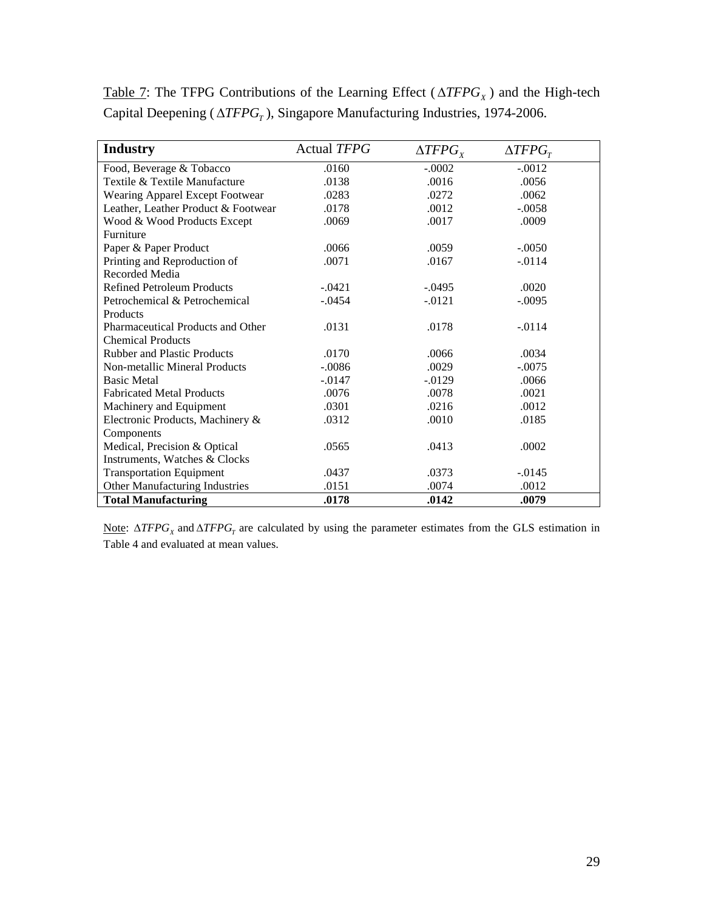Table 7: The TFPG Contributions of the Learning Effect ($\Delta TFPG_X$) and the High-tech Capital Deepening ($\Delta TFPG_T$), Singapore Manufacturing Industries, 1974-2006.

| **Industry** | Actual *TFPG* | $\Delta TFPG_X$ | $\Delta TFPG_T$ |
|---|---|---|---|
| Food, Beverage & Tobacco | .0160 | -.0002 | -.0012 |
| Textile & Textile Manufacture | .0138 | .0016 | .0056 |
| Wearing Apparel Except Footwear | .0283 | .0272 | .0062 |
| Leather, Leather Product & Footwear | .0178 | .0012 | -.0058 |
| Wood & Wood Products Except Furniture | .0069 | .0017 | .0009 |
| Paper & Paper Product | .0066 | .0059 | -.0050 |
| Printing and Reproduction of Recorded Media | .0071 | .0167 | -.0114 |
| Refined Petroleum Products | -.0421 | -.0495 | .0020 |
| Petrochemical & Petrochemical Products | -.0454 | -.0121 | -.0095 |
| Pharmaceutical Products and Other Chemical Products | .0131 | .0178 | -.0114 |
| Rubber and Plastic Products | .0170 | .0066 | .0034 |
| Non-metallic Mineral Products | -.0086 | .0029 | -.0075 |
| Basic Metal | -.0147 | -.0129 | .0066 |
| Fabricated Metal Products | .0076 | .0078 | .0021 |
| Machinery and Equipment | .0301 | .0216 | .0012 |
| Electronic Products, Machinery & Components | .0312 | .0010 | .0185 |
| Medical, Precision & Optical Instruments, Watches & Clocks | .0565 | .0413 | .0002 |
| Transportation Equipment | .0437 | .0373 | -.0145 |
| Other Manufacturing Industries | .0151 | .0074 | .0012 |
| **Total Manufacturing** | **.0178** | **.0142** | **.0079** |

Note: $\Delta TFPG_X$ and $\Delta TFPG_T$ are calculated by using the parameter estimates from the GLS estimation in Table 4 and evaluated at mean values.